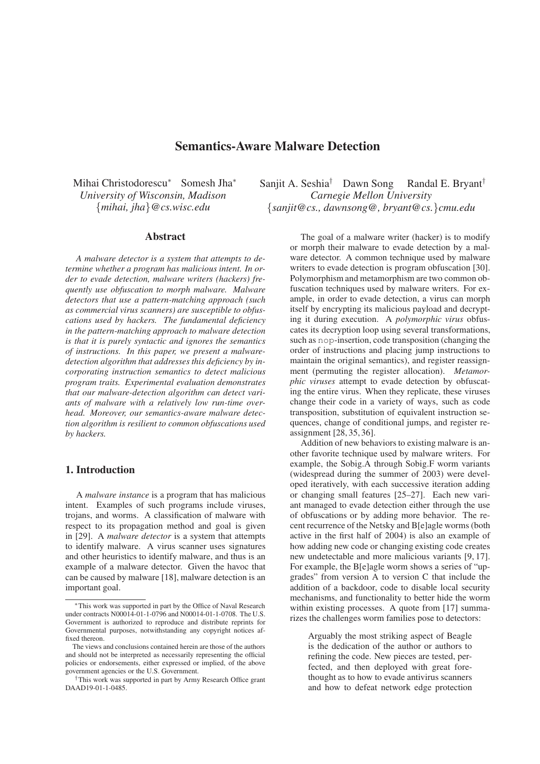# Semantics-Aware Malware Detection

Mihai Christodorescu* Somesh Jha*
*University of Wisconsin, Madison*
{*mihai, jha*}*@cs.wisc.edu*

Sanjit A. Seshia† Dawn Song Randal E. Bryant†
*Carnegie Mellon University*
{*sanjit@cs., dawnsong@, bryant@cs.*}*cmu.edu*

## Abstract

*A malware detector is a system that attempts to determine whether a program has malicious intent. In order to evade detection, malware writers (hackers) frequently use obfuscation to morph malware. Malware detectors that use a pattern-matching approach (such as commercial virus scanners) are susceptible to obfuscations used by hackers. The fundamental deficiency in the pattern-matching approach to malware detection is that it is purely syntactic and ignores the semantics of instructions. In this paper, we present a malware-detection algorithm that addresses this deficiency by incorporating instruction semantics to detect malicious program traits. Experimental evaluation demonstrates that our malware-detection algorithm can detect variants of malware with a relatively low run-time overhead. Moreover, our semantics-aware malware detection algorithm is resilient to common obfuscations used by hackers.*

## 1. Introduction

A *malware instance* is a program that has malicious intent. Examples of such programs include viruses, trojans, and worms. A classification of malware with respect to its propagation method and goal is given in [29]. A *malware detector* is a system that attempts to identify malware. A virus scanner uses signatures and other heuristics to identify malware, and thus is an example of a malware detector. Given the havoc that can be caused by malware [18], malware detection is an important goal.

The goal of a malware writer (hacker) is to modify or morph their malware to evade detection by a malware detector. A common technique used by malware writers to evade detection is program obfuscation [30]. Polymorphism and metamorphism are two common obfuscation techniques used by malware writers. For example, in order to evade detection, a virus can morph itself by encrypting its malicious payload and decrypting it during execution. A *polymorphic virus* obfuscates its decryption loop using several transformations, such as nop-insertion, code transposition (changing the order of instructions and placing jump instructions to maintain the original semantics), and register reassignment (permuting the register allocation). *Metamorphic viruses* attempt to evade detection by obfuscating the entire virus. When they replicate, these viruses change their code in a variety of ways, such as code transposition, substitution of equivalent instruction sequences, change of conditional jumps, and register reassignment [28, 35, 36].

Addition of new behaviors to existing malware is another favorite technique used by malware writers. For example, the Sobig.A through Sobig.F worm variants (widespread during the summer of 2003) were developed iteratively, with each successive iteration adding or changing small features [25–27]. Each new variant managed to evade detection either through the use of obfuscations or by adding more behavior. The recent recurrence of the Netsky and B[e]agle worms (both active in the first half of 2004) is also an example of how adding new code or changing existing code creates new undetectable and more malicious variants [9, 17]. For example, the B[e]agle worm shows a series of "upgrades" from version A to version C that include the addition of a backdoor, code to disable local security mechanisms, and functionality to better hide the worm within existing processes. A quote from [17] summarizes the challenges worm families pose to detectors:

> Arguably the most striking aspect of Beagle is the dedication of the author or authors to refining the code. New pieces are tested, perfected, and then deployed with great forethought as to how to evade antivirus scanners and how to defeat network edge protection

---

*This work was supported in part by the Office of Naval Research under contracts N00014-01-1-0796 and N00014-01-1-0708. The U.S. Government is authorized to reproduce and distribute reprints for Governmental purposes, notwithstanding any copyright notices affixed thereon.

The views and conclusions contained herein are those of the authors and should not be interpreted as necessarily representing the official policies or endorsements, either expressed or implied, of the above government agencies or the U.S. Government.

†This work was supported in part by Army Research Office grant DAAD19-01-1-0485.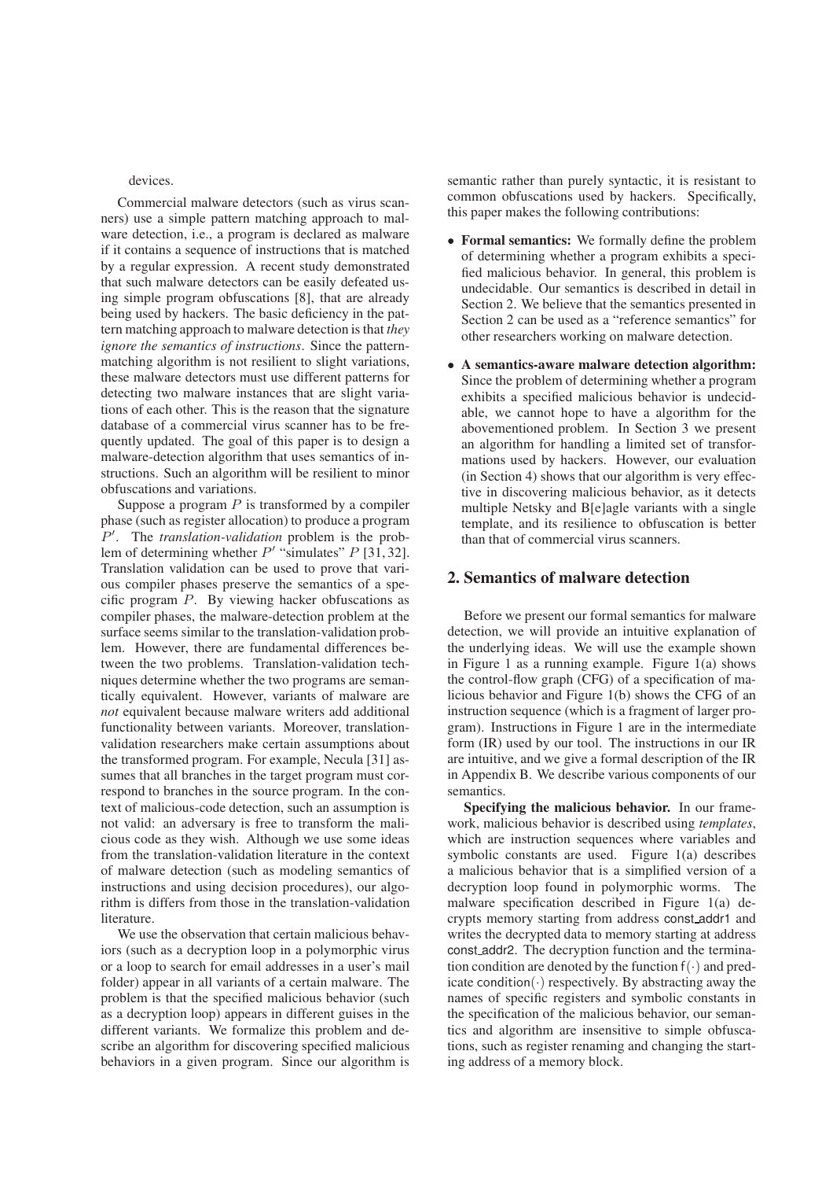devices.

Commercial malware detectors (such as virus scanners) use a simple pattern matching approach to malware detection, i.e., a program is declared as malware if it contains a sequence of instructions that is matched by a regular expression. A recent study demonstrated that such malware detectors can be easily defeated using simple program obfuscations [8], that are already being used by hackers. The basic deficiency in the pattern matching approach to malware detection is that *they ignore the semantics of instructions*. Since the pattern-matching algorithm is not resilient to slight variations, these malware detectors must use different patterns for detecting two malware instances that are slight variations of each other. This is the reason that the signature database of a commercial virus scanner has to be frequently updated. The goal of this paper is to design a malware-detection algorithm that uses semantics of instructions. Such an algorithm will be resilient to minor obfuscations and variations.

Suppose a program $P$ is transformed by a compiler phase (such as register allocation) to produce a program $P'$. The *translation-validation* problem is the problem of determining whether $P'$ "simulates" $P$ [31, 32]. Translation validation can be used to prove that various compiler phases preserve the semantics of a specific program $P$. By viewing hacker obfuscations as compiler phases, the malware-detection problem at the surface seems similar to the translation-validation problem. However, there are fundamental differences between the two problems. Translation-validation techniques determine whether the two programs are semantically equivalent. However, variants of malware are *not* equivalent because malware writers add additional functionality between variants. Moreover, translation-validation researchers make certain assumptions about the transformed program. For example, Necula [31] assumes that all branches in the target program must correspond to branches in the source program. In the context of malicious-code detection, such an assumption is not valid: an adversary is free to transform the malicious code as they wish. Although we use some ideas from the translation-validation literature in the context of malware detection (such as modeling semantics of instructions and using decision procedures), our algorithm is differs from those in the translation-validation literature.

We use the observation that certain malicious behaviors (such as a decryption loop in a polymorphic virus or a loop to search for email addresses in a user's mail folder) appear in all variants of a certain malware. The problem is that the specified malicious behavior (such as a decryption loop) appears in different guises in the different variants. We formalize this problem and describe an algorithm for discovering specified malicious behaviors in a given program. Since our algorithm is semantic rather than purely syntactic, it is resistant to common obfuscations used by hackers. Specifically, this paper makes the following contributions:

- **Formal semantics:** We formally define the problem of determining whether a program exhibits a specified malicious behavior. In general, this problem is undecidable. Our semantics is described in detail in Section 2. We believe that the semantics presented in Section 2 can be used as a "reference semantics" for other researchers working on malware detection.
- **A semantics-aware malware detection algorithm:** Since the problem of determining whether a program exhibits a specified malicious behavior is undecidable, we cannot hope to have a algorithm for the abovementioned problem. In Section 3 we present an algorithm for handling a limited set of transformations used by hackers. However, our evaluation (in Section 4) shows that our algorithm is very effective in discovering malicious behavior, as it detects multiple Netsky and B[e]agle variants with a single template, and its resilience to obfuscation is better than that of commercial virus scanners.

## 2. Semantics of malware detection

Before we present our formal semantics for malware detection, we will provide an intuitive explanation of the underlying ideas. We will use the example shown in Figure 1 as a running example. Figure 1(a) shows the control-flow graph (CFG) of a specification of malicious behavior and Figure 1(b) shows the CFG of an instruction sequence (which is a fragment of larger program). Instructions in Figure 1 are in the intermediate form (IR) used by our tool. The instructions in our IR are intuitive, and we give a formal description of the IR in Appendix B. We describe various components of our semantics.

**Specifying the malicious behavior.** In our framework, malicious behavior is described using *templates*, which are instruction sequences where variables and symbolic constants are used. Figure 1(a) describes a malicious behavior that is a simplified version of a decryption loop found in polymorphic worms. The malware specification described in Figure 1(a) decrypts memory starting from address const_addr1 and writes the decrypted data to memory starting at address const_addr2. The decryption function and the termination condition are denoted by the function $\mathsf{f}(\cdot)$ and predicate $\mathsf{condition}(\cdot)$ respectively. By abstracting away the names of specific registers and symbolic constants in the specification of the malicious behavior, our semantics and algorithm are insensitive to simple obfuscations, such as register renaming and changing the starting address of a memory block.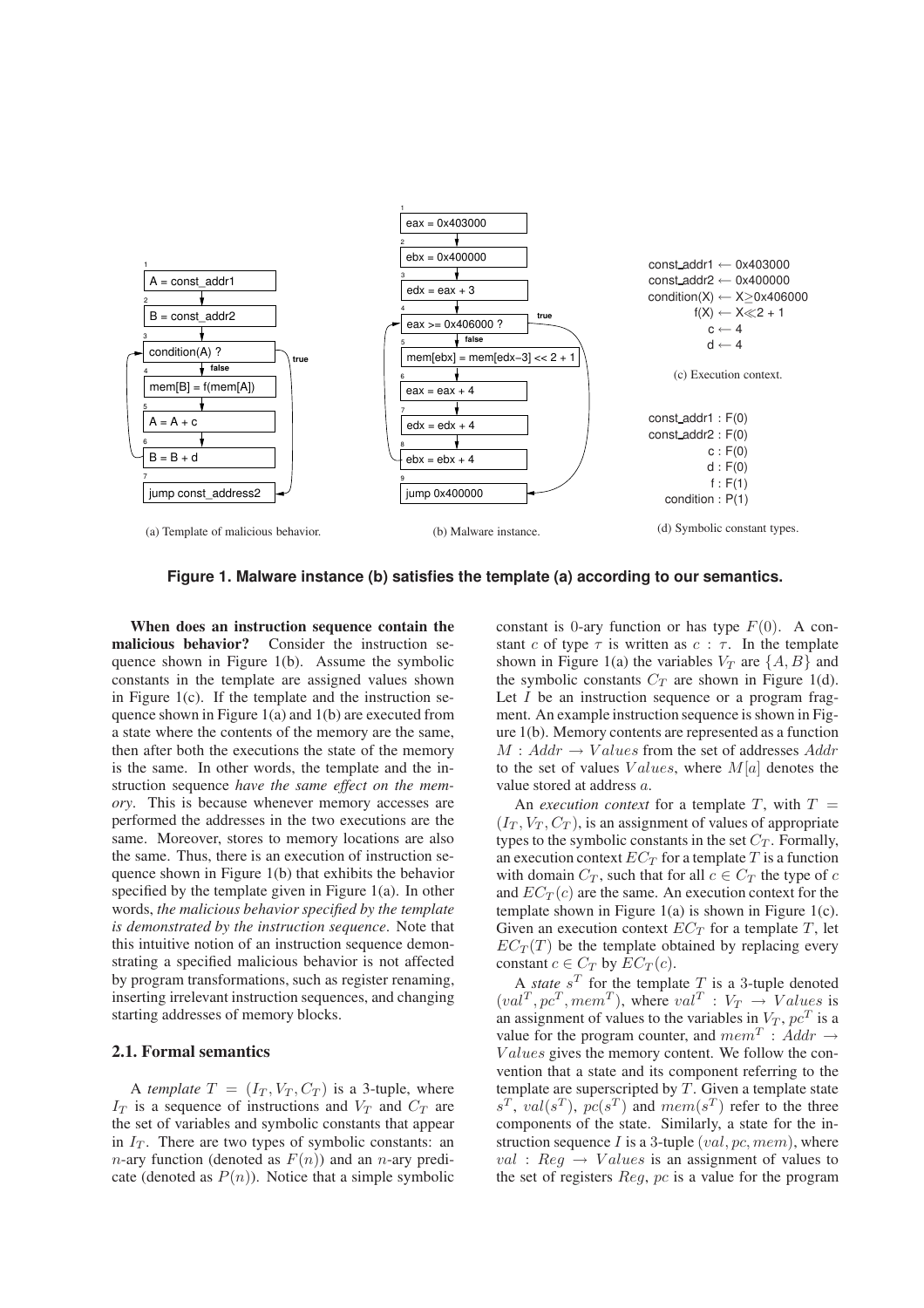```
1  A = const_addr1
2  B = const_addr2
3  condition(A) ?        (true -> 7)
     false
4  mem[B] = f(mem[A])
5  A = A + c
6  B = B + d             (-> 3)
7  jump const_address2
```

(a) Template of malicious behavior.

```
1  eax = 0x403000
2  ebx = 0x400000
3  edx = eax + 3
4  eax >= 0x406000 ?     (true -> 9)
     false
5  mem[ebx] = mem[edx-3] << 2 + 1
6  eax = eax + 4
7  edx = edx + 4
8  ebx = ebx + 4         (-> 4)
9  jump 0x400000
```

(b) Malware instance.

```
const_addr1 ← 0x403000
const_addr2 ← 0x400000
condition(X) ← X≥0x406000
        f(X) ← X≪2 + 1
           c ← 4
           d ← 4
```

(c) Execution context.

```
const_addr1 : F(0)
const_addr2 : F(0)
          c : F(0)
          d : F(0)
          f : F(1)
  condition : P(1)
```

(d) Symbolic constant types.

**Figure 1. Malware instance (b) satisfies the template (a) according to our semantics.**

**When does an instruction sequence contain the malicious behavior?** Consider the instruction sequence shown in Figure 1(b). Assume the symbolic constants in the template are assigned values shown in Figure 1(c). If the template and the instruction sequence shown in Figure 1(a) and 1(b) are executed from a state where the contents of the memory are the same, then after both the executions the state of the memory is the same. In other words, the template and the instruction sequence *have the same effect on the memory*. This is because whenever memory accesses are performed the addresses in the two executions are the same. Moreover, stores to memory locations are also the same. Thus, there is an execution of instruction sequence shown in Figure 1(b) that exhibits the behavior specified by the template given in Figure 1(a). In other words, *the malicious behavior specified by the template is demonstrated by the instruction sequence*. Note that this intuitive notion of an instruction sequence demonstrating a specified malicious behavior is not affected by program transformations, such as register renaming, inserting irrelevant instruction sequences, and changing starting addresses of memory blocks.

### 2.1. Formal semantics

A *template* $T = (I_T, V_T, C_T)$ is a 3-tuple, where $I_T$ is a sequence of instructions and $V_T$ and $C_T$ are the set of variables and symbolic constants that appear in $I_T$. There are two types of symbolic constants: an $n$-ary function (denoted as $F(n)$) and an $n$-ary predicate (denoted as $P(n)$). Notice that a simple symbolic constant is 0-ary function or has type $F(0)$. A constant $c$ of type $\tau$ is written as $c : \tau$. In the template shown in Figure 1(a) the variables $V_T$ are $\{A, B\}$ and the symbolic constants $C_T$ are shown in Figure 1(d). Let $I$ be an instruction sequence or a program fragment. An example instruction sequence is shown in Figure 1(b). Memory contents are represented as a function $M : Addr \to Values$ from the set of addresses $Addr$ to the set of values $Values$, where $M[a]$ denotes the value stored at address $a$.

An *execution context* for a template $T$, with $T = (I_T, V_T, C_T)$, is an assignment of values of appropriate types to the symbolic constants in the set $C_T$. Formally, an execution context $EC_T$ for a template $T$ is a function with domain $C_T$, such that for all $c \in C_T$ the type of $c$ and $EC_T(c)$ are the same. An execution context for the template shown in Figure 1(a) is shown in Figure 1(c). Given an execution context $EC_T$ for a template $T$, let $EC_T(T)$ be the template obtained by replacing every constant $c \in C_T$ by $EC_T(c)$.

A *state* $s^T$ for the template $T$ is a 3-tuple denoted $(val^T, pc^T, mem^T)$, where $val^T : V_T \to Values$ is an assignment of values to the variables in $V_T$, $pc^T$ is a value for the program counter, and $mem^T : Addr \to Values$ gives the memory content. We follow the convention that a state and its component referring to the template are superscripted by $T$. Given a template state $s^T$, $val(s^T)$, $pc(s^T)$ and $mem(s^T)$ refer to the three components of the state. Similarly, a state for the instruction sequence $I$ is a 3-tuple $(val, pc, mem)$, where $val : Reg \to Values$ is an assignment of values to the set of registers $Reg$, $pc$ is a value for the program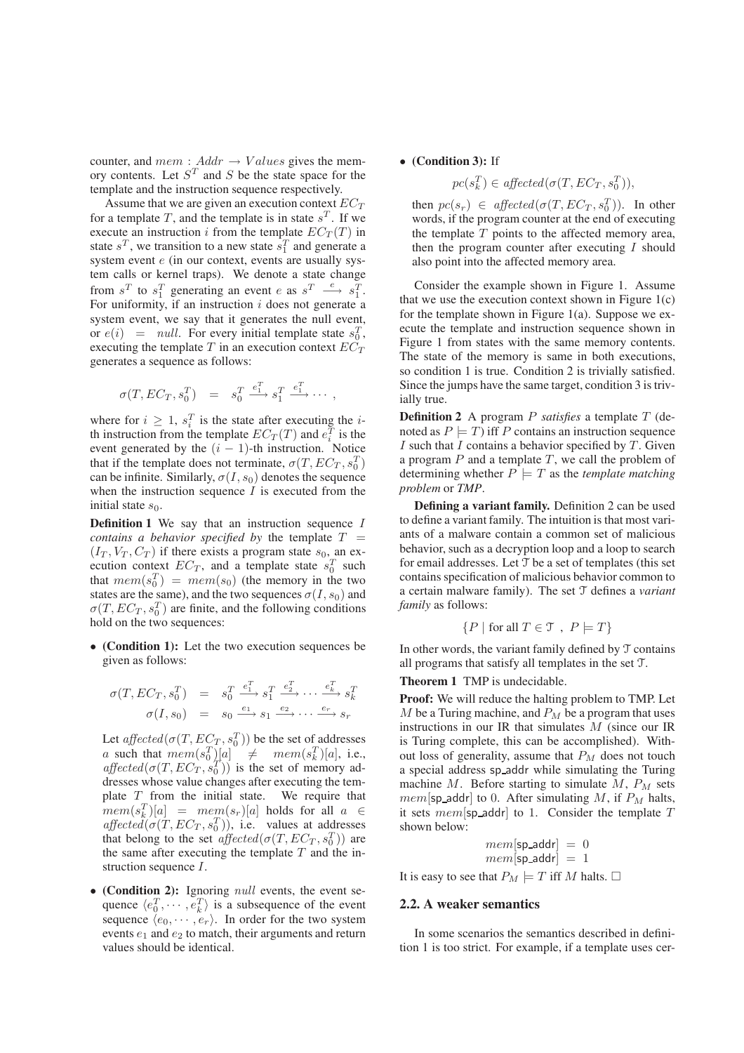counter, and $mem : Addr \rightarrow Values$ gives the memory contents. Let $S^T$ and $S$ be the state space for the template and the instruction sequence respectively.

Assume that we are given an execution context $EC_T$ for a template $T$, and the template is in state $s^T$. If we execute an instruction $i$ from the template $EC_T(T)$ in state $s^T$, we transition to a new state $s_1^T$ and generate a system event $e$ (in our context, events are usually system calls or kernel traps). We denote a state change from $s^T$ to $s_1^T$ generating an event $e$ as $s^T \xrightarrow{e} s_1^T$. For uniformity, if an instruction $i$ does not generate a system event, we say that it generates the null event, or $e(i) = null$. For every initial template state $s_0^T$, executing the template $T$ in an execution context $EC_T$ generates a sequence as follows:

$$\sigma(T, EC_T, s_0^T) \quad = \quad s_0^T \xrightarrow{e_1^T} s_1^T \xrightarrow{e_1^T} \cdots ,$$

where for $i \geq 1$, $s_i^T$ is the state after executing the $i$-th instruction from the template $EC_T(T)$ and $e_i^T$ is the event generated by the $(i-1)$-th instruction. Notice that if the template does not terminate, $\sigma(T, EC_T, s_0^T)$ can be infinite. Similarly, $\sigma(I, s_0)$ denotes the sequence when the instruction sequence $I$ is executed from the initial state $s_0$.

**Definition 1** We say that an instruction sequence $I$ *contains a behavior specified by* the template $T = (I_T, V_T, C_T)$ if there exists a program state $s_0$, an execution context $EC_T$, and a template state $s_0^T$ such that $mem(s_0^T) = mem(s_0)$ (the memory in the two states are the same), and the two sequences $\sigma(I, s_0)$ and $\sigma(T, EC_T, s_0^T)$ are finite, and the following conditions hold on the two sequences:

- **(Condition 1):** Let the two execution sequences be given as follows:

$$\begin{aligned} \sigma(T, EC_T, s_0^T) &= s_0^T \xrightarrow{e_1^T} s_1^T \xrightarrow{e_2^T} \cdots \xrightarrow{e_k^T} s_k^T \\ \sigma(I, s_0) &= s_0 \xrightarrow{e_1} s_1 \xrightarrow{e_2} \cdots \xrightarrow{e_r} s_r \end{aligned}$$

  Let $\mathit{affected}(\sigma(T, EC_T, s_0^T))$ be the set of addresses $a$ such that $mem(s_0^T)[a] \neq mem(s_k^T)[a]$, i.e., $\mathit{affected}(\sigma(T, EC_T, s_0^T))$ is the set of memory addresses whose value changes after executing the template $T$ from the initial state. We require that $mem(s_k^T)[a] = mem(s_r)[a]$ holds for all $a \in \mathit{affected}(\sigma(T, EC_T, s_0^T))$, i.e. values at addresses that belong to the set $\mathit{affected}(\sigma(T, EC_T, s_0^T))$ are the same after executing the template $T$ and the instruction sequence $I$.

- **(Condition 2):** Ignoring $null$ events, the event sequence $\langle e_0^T, \cdots, e_k^T \rangle$ is a subsequence of the event sequence $\langle e_0, \cdots, e_r \rangle$. In order for the two system events $e_1$ and $e_2$ to match, their arguments and return values should be identical.

- **(Condition 3):** If

$$pc(s_k^T) \in \mathit{affected}(\sigma(T, EC_T, s_0^T)),$$

  then $pc(s_r) \in \mathit{affected}(\sigma(T, EC_T, s_0^T))$. In other words, if the program counter at the end of executing the template $T$ points to the affected memory area, then the program counter after executing $I$ should also point into the affected memory area.

Consider the example shown in Figure 1. Assume that we use the execution context shown in Figure 1(c) for the template shown in Figure 1(a). Suppose we execute the template and instruction sequence shown in Figure 1 from states with the same memory contents. The state of the memory is same in both executions, so condition 1 is true. Condition 2 is trivially satisfied. Since the jumps have the same target, condition 3 is trivially true.

**Definition 2** A program $P$ *satisfies* a template $T$ (denoted as $P \models T$) iff $P$ contains an instruction sequence $I$ such that $I$ contains a behavior specified by $T$. Given a program $P$ and a template $T$, we call the problem of determining whether $P \models T$ as the *template matching problem* or *TMP*.

**Defining a variant family.** Definition 2 can be used to define a variant family. The intuition is that most variants of a malware contain a common set of malicious behavior, such as a decryption loop and a loop to search for email addresses. Let $\mathcal{T}$ be a set of templates (this set contains specification of malicious behavior common to a certain malware family). The set $\mathcal{T}$ defines a *variant family* as follows:

$$\{P \mid \text{for all } T \in \mathcal{T} \ , \ P \models T\}$$

In other words, the variant family defined by $\mathcal{T}$ contains all programs that satisfy all templates in the set $\mathcal{T}$.

**Theorem 1** TMP is undecidable.

**Proof:** We will reduce the halting problem to TMP. Let $M$ be a Turing machine, and $P_M$ be a program that uses instructions in our IR that simulates $M$ (since our IR is Turing complete, this can be accomplished). Without loss of generality, assume that $P_M$ does not touch a special address sp_addr while simulating the Turing machine $M$. Before starting to simulate $M$, $P_M$ sets $mem$[sp_addr] to 0. After simulating $M$, if $P_M$ halts, it sets $mem$[sp_addr] to 1. Consider the template $T$ shown below:

$$\begin{aligned} mem[\mathsf{sp\_addr}] &= 0 \\ mem[\mathsf{sp\_addr}] &= 1 \end{aligned}$$

It is easy to see that $P_M \models T$ iff $M$ halts. □

## 2.2. A weaker semantics

In some scenarios the semantics described in definition 1 is too strict. For example, if a template uses cer-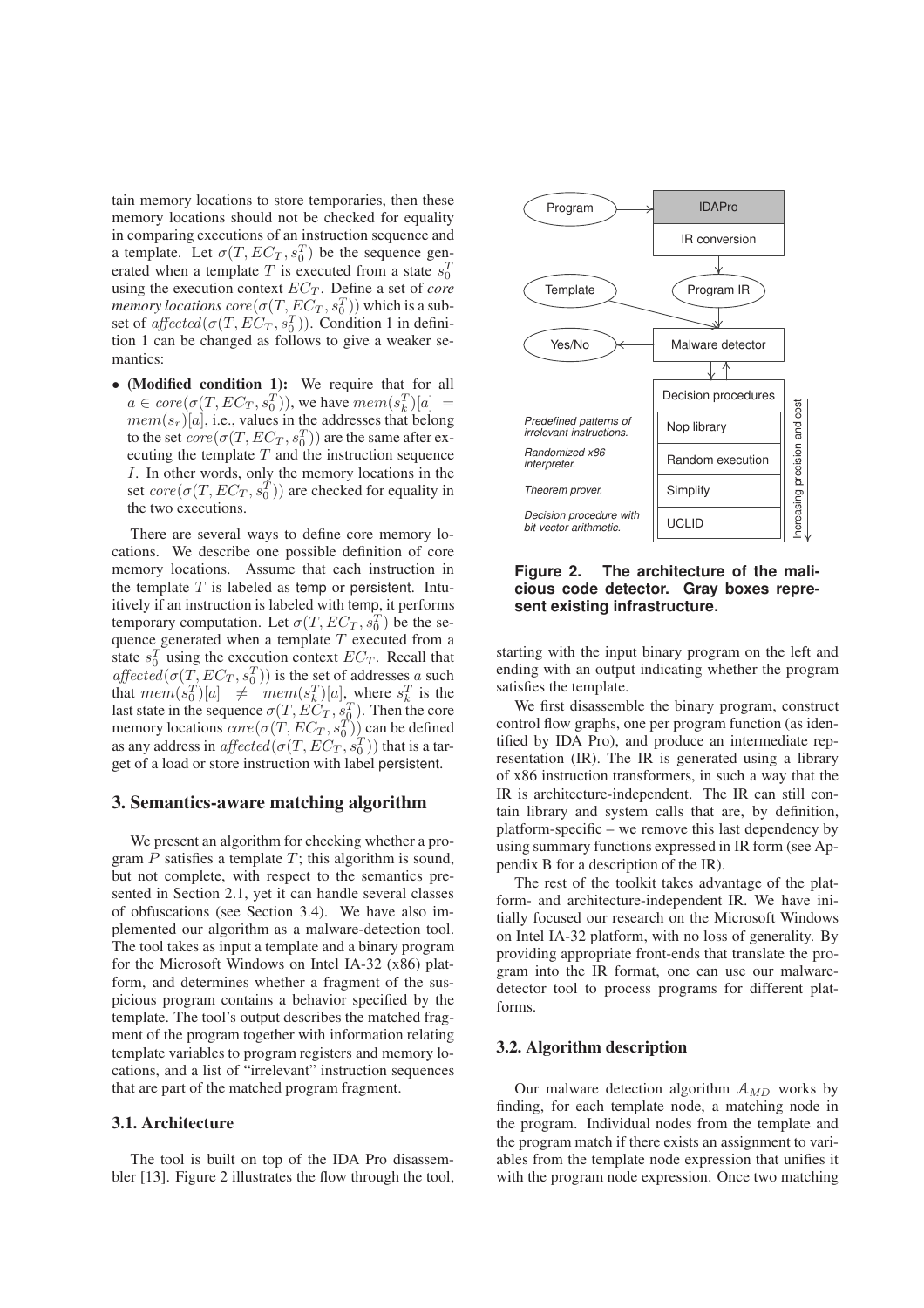tain memory locations to store temporaries, then these memory locations should not be checked for equality in comparing executions of an instruction sequence and a template. Let $\sigma(T, EC_T, s_0^T)$ be the sequence generated when a template $T$ is executed from a state $s_0^T$ using the execution context $EC_T$. Define a set of *core memory locations* $core(\sigma(T, EC_T, s_0^T))$ which is a subset of $affected(\sigma(T, EC_T, s_0^T))$. Condition 1 in definition 1 can be changed as follows to give a weaker semantics:

- **(Modified condition 1):** We require that for all $a \in core(\sigma(T, EC_T, s_0^T))$, we have $mem(s_k^T)[a] = mem(s_r)[a]$, i.e., values in the addresses that belong to the set $core(\sigma(T, EC_T, s_0^T))$ are the same after executing the template $T$ and the instruction sequence $I$. In other words, only the memory locations in the set $core(\sigma(T, EC_T, s_0^T))$ are checked for equality in the two executions.

There are several ways to define core memory locations. We describe one possible definition of core memory locations. Assume that each instruction in the template $T$ is labeled as temp or persistent. Intuitively if an instruction is labeled with temp, it performs temporary computation. Let $\sigma(T, EC_T, s_0^T)$ be the sequence generated when a template $T$ executed from a state $s_0^T$ using the execution context $EC_T$. Recall that $affected(\sigma(T, EC_T, s_0^T))$ is the set of addresses $a$ such that $mem(s_0^T)[a] \neq mem(s_k^T)[a]$, where $s_k^T$ is the last state in the sequence $\sigma(T, EC_T, s_0^T)$. Then the core memory locations $core(\sigma(T, EC_T, s_0^T))$ can be defined as any address in $affected(\sigma(T, EC_T, s_0^T))$ that is a target of a load or store instruction with label persistent.

## 3. Semantics-aware matching algorithm

We present an algorithm for checking whether a program $P$ satisfies a template $T$; this algorithm is sound, but not complete, with respect to the semantics presented in Section 2.1, yet it can handle several classes of obfuscations (see Section 3.4). We have also implemented our algorithm as a malware-detection tool. The tool takes as input a template and a binary program for the Microsoft Windows on Intel IA-32 (x86) platform, and determines whether a fragment of the suspicious program contains a behavior specified by the template. The tool's output describes the matched fragment of the program together with information relating template variables to program registers and memory locations, and a list of "irrelevant" instruction sequences that are part of the matched program fragment.

### 3.1. Architecture

The tool is built on top of the IDA Pro disassembler [13]. Figure 2 illustrates the flow through the tool, starting with the input binary program on the left and ending with an output indicating whether the program satisfies the template.

Program → IDAPro → IR conversion → Program IR
Template → Malware detector; Program IR → Malware detector → Yes/No
Malware detector ↔ Decision procedures:
- Nop library — Predefined patterns of irrelevant instructions.
- Random execution — Randomized x86 interpreter.
- Simplify — Theorem prover.
- UCLID — Decision procedure with bit-vector arithmetic.

(Increasing precision and cost)

**Figure 2. The architecture of the malicious code detector. Gray boxes represent existing infrastructure.**

We first disassemble the binary program, construct control flow graphs, one per program function (as identified by IDA Pro), and produce an intermediate representation (IR). The IR is generated using a library of x86 instruction transformers, in such a way that the IR is architecture-independent. The IR can still contain library and system calls that are, by definition, platform-specific – we remove this last dependency by using summary functions expressed in IR form (see Appendix B for a description of the IR).

The rest of the toolkit takes advantage of the platform- and architecture-independent IR. We have initially focused our research on the Microsoft Windows on Intel IA-32 platform, with no loss of generality. By providing appropriate front-ends that translate the program into the IR format, one can use our malware-detector tool to process programs for different platforms.

### 3.2. Algorithm description

Our malware detection algorithm $\mathcal{A}_{MD}$ works by finding, for each template node, a matching node in the program. Individual nodes from the template and the program match if there exists an assignment to variables from the template node expression that unifies it with the program node expression. Once two matching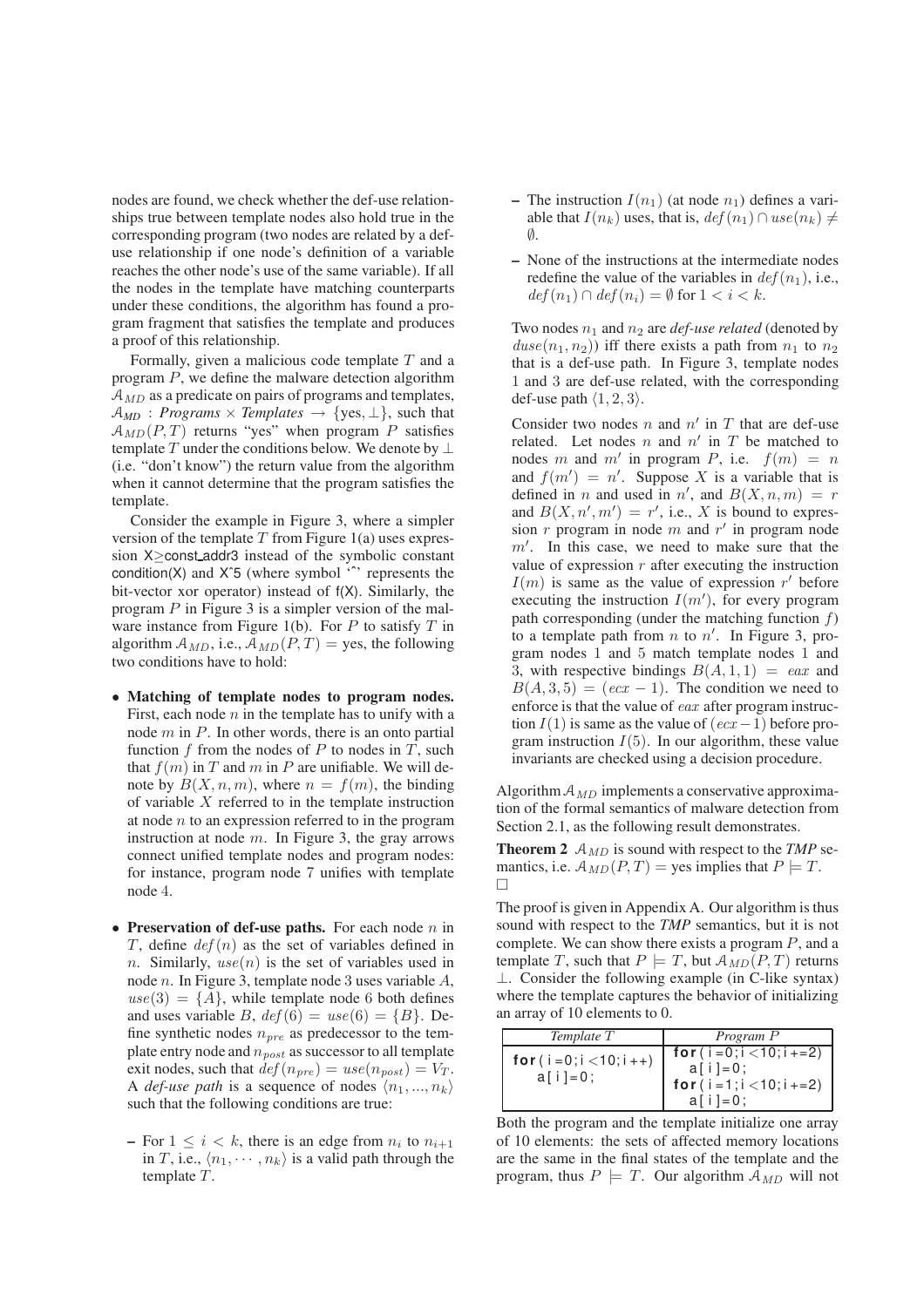nodes are found, we check whether the def-use relationships true between template nodes also hold true in the corresponding program (two nodes are related by a def-use relationship if one node's definition of a variable reaches the other node's use of the same variable). If all the nodes in the template have matching counterparts under these conditions, the algorithm has found a program fragment that satisfies the template and produces a proof of this relationship.

Formally, given a malicious code template $T$ and a program $P$, we define the malware detection algorithm $\mathcal{A}_{MD}$ as a predicate on pairs of programs and templates, $\mathcal{A}_{MD}$ : *Programs* $\times$ *Templates* $\rightarrow$ {yes, $\perp$}, such that $\mathcal{A}_{MD}(P, T)$ returns "yes" when program $P$ satisfies template $T$ under the conditions below. We denote by $\perp$ (i.e. "don't know") the return value from the algorithm when it cannot determine that the program satisfies the template.

Consider the example in Figure 3, where a simpler version of the template $T$ from Figure 1(a) uses expression X≥const_addr3 instead of the symbolic constant condition(X) and X^5 (where symbol '^' represents the bit-vector xor operator) instead of f(X). Similarly, the program $P$ in Figure 3 is a simpler version of the malware instance from Figure 1(b). For $P$ to satisfy $T$ in algorithm $\mathcal{A}_{MD}$, i.e., $\mathcal{A}_{MD}(P, T)$ = yes, the following two conditions have to hold:

- **Matching of template nodes to program nodes.** First, each node $n$ in the template has to unify with a node $m$ in $P$. In other words, there is an onto partial function $f$ from the nodes of $P$ to nodes in $T$, such that $f(m)$ in $T$ and $m$ in $P$ are unifiable. We will denote by $B(X, n, m)$, where $n = f(m)$, the binding of variable $X$ referred to in the template instruction at node $n$ to an expression referred to in the program instruction at node $m$. In Figure 3, the gray arrows connect unified template nodes and program nodes: for instance, program node 7 unifies with template node 4.
- **Preservation of def-use paths.** For each node $n$ in $T$, define $def(n)$ as the set of variables defined in $n$. Similarly, $use(n)$ is the set of variables used in node $n$. In Figure 3, template node 3 uses variable $A$, $use(3) = \{A\}$, while template node 6 both defines and uses variable $B$, $def(6) = use(6) = \{B\}$. Define synthetic nodes $n_{pre}$ as predecessor to the template entry node and $n_{post}$ as successor to all template exit nodes, such that $def(n_{pre}) = use(n_{post}) = V_T$. A *def-use path* is a sequence of nodes $\langle n_1, ..., n_k \rangle$ such that the following conditions are true:
  - For $1 \leq i < k$, there is an edge from $n_i$ to $n_{i+1}$ in $T$, i.e., $\langle n_1, \cdots, n_k \rangle$ is a valid path through the template $T$.
  - The instruction $I(n_1)$ (at node $n_1$) defines a variable that $I(n_k)$ uses, that is, $def(n_1) \cap use(n_k) \neq \emptyset$.
  - None of the instructions at the intermediate nodes redefine the value of the variables in $def(n_1)$, i.e., $def(n_1) \cap def(n_i) = \emptyset$ for $1 < i < k$.

  Two nodes $n_1$ and $n_2$ are *def-use related* (denoted by $duse(n_1, n_2)$) iff there exists a path from $n_1$ to $n_2$ that is a def-use path. In Figure 3, template nodes 1 and 3 are def-use related, with the corresponding def-use path $\langle 1, 2, 3 \rangle$.

  Consider two nodes $n$ and $n'$ in $T$ that are def-use related. Let nodes $n$ and $n'$ in $T$ be matched to nodes $m$ and $m'$ in program $P$, i.e. $f(m) = n$ and $f(m') = n'$. Suppose $X$ is a variable that is defined in $n$ and used in $n'$, and $B(X, n, m) = r$ and $B(X, n', m') = r'$, i.e., $X$ is bound to expression $r$ program in node $m$ and $r'$ in program node $m'$. In this case, we need to make sure that the value of expression $r$ after executing the instruction $I(m)$ is same as the value of expression $r'$ before executing the instruction $I(m')$, for every program path corresponding (under the matching function $f$) to a template path from $n$ to $n'$. In Figure 3, program nodes 1 and 5 match template nodes 1 and 3, with respective bindings $B(A, 1, 1) = eax$ and $B(A, 3, 5) = (ecx - 1)$. The condition we need to enforce is that the value of $eax$ after program instruction $I(1)$ is same as the value of $(ecx - 1)$ before program instruction $I(5)$. In our algorithm, these value invariants are checked using a decision procedure.

Algorithm $\mathcal{A}_{MD}$ implements a conservative approximation of the formal semantics of malware detection from Section 2.1, as the following result demonstrates.

**Theorem 2** $\mathcal{A}_{MD}$ is sound with respect to the ***TMP*** semantics, i.e. $\mathcal{A}_{MD}(P, T)$ = yes implies that $P \models T$. □

The proof is given in Appendix A. Our algorithm is thus sound with respect to the ***TMP*** semantics, but it is not complete. We can show there exists a program $P$, and a template $T$, such that $P \models T$, but $\mathcal{A}_{MD}(P, T)$ returns $\perp$. Consider the following example (in C-like syntax) where the template captures the behavior of initializing an array of 10 elements to 0.

| *Template $T$* | *Program $P$* |
|---|---|
| `for(i=0;i<10;i++)` `a[i]=0;` | `for(i=0;i<10;i+=2)` `a[i]=0;` `for(i=1;i<10;i+=2)` `a[i]=0;` |

Both the program and the template initialize one array of 10 elements: the sets of affected memory locations are the same in the final states of the template and the program, thus $P \models T$. Our algorithm $\mathcal{A}_{MD}$ will not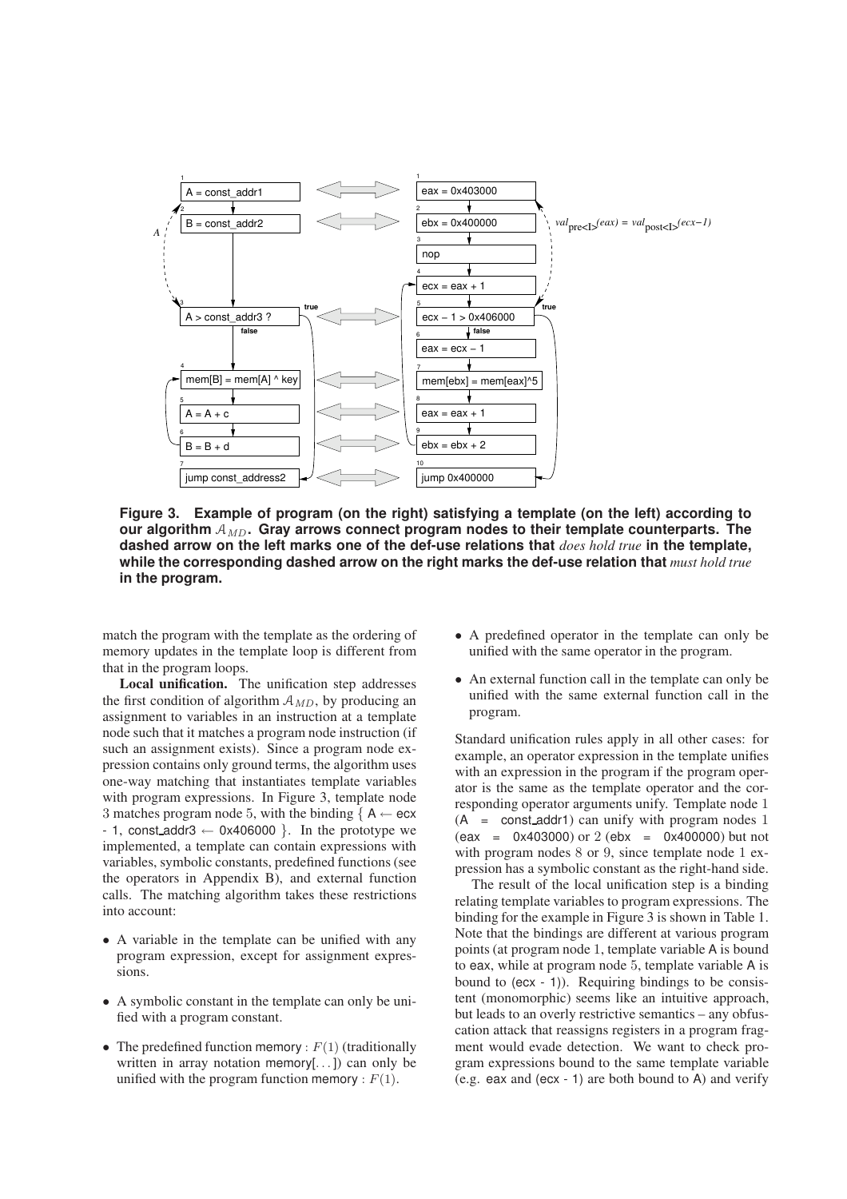**Figure 3. Example of program (on the right) satisfying a template (on the left) according to our algorithm $\mathcal{A}_{MD}$. Gray arrows connect program nodes to their template counterparts. The dashed arrow on the left marks one of the def-use relations that *does hold true* in the template, while the corresponding dashed arrow on the right marks the def-use relation that *must hold true* in the program.**

match the program with the template as the ordering of memory updates in the template loop is different from that in the program loops.

**Local unification.** The unification step addresses the first condition of algorithm $\mathcal{A}_{MD}$, by producing an assignment to variables in an instruction at a template node such that it matches a program node instruction (if such an assignment exists). Since a program node expression contains only ground terms, the algorithm uses one-way matching that instantiates template variables with program expressions. In Figure 3, template node 3 matches program node 5, with the binding { A ← ecx - 1, const_addr3 ← 0x406000 }. In the prototype we implemented, a template can contain expressions with variables, symbolic constants, predefined functions (see the operators in Appendix B), and external function calls. The matching algorithm takes these restrictions into account:

- A variable in the template can be unified with any program expression, except for assignment expressions.
- A symbolic constant in the template can only be unified with a program constant.
- The predefined function memory : $F(1)$ (traditionally written in array notation memory[...]) can only be unified with the program function memory : $F(1)$.
- A predefined operator in the template can only be unified with the same operator in the program.
- An external function call in the template can only be unified with the same external function call in the program.

Standard unification rules apply in all other cases: for example, an operator expression in the template unifies with an expression in the program if the program operator is the same as the template operator and the corresponding operator arguments unify. Template node 1 (A = const_addr1) can unify with program nodes 1 (eax = 0x403000) or 2 (ebx = 0x400000) but not with program nodes 8 or 9, since template node 1 expression has a symbolic constant as the right-hand side.

The result of the local unification step is a binding relating template variables to program expressions. The binding for the example in Figure 3 is shown in Table 1. Note that the bindings are different at various program points (at program node 1, template variable A is bound to eax, while at program node 5, template variable A is bound to (ecx - 1)). Requiring bindings to be consistent (monomorphic) seems like an intuitive approach, but leads to an overly restrictive semantics – any obfuscation attack that reassigns registers in a program fragment would evade detection. We want to check program expressions bound to the same template variable (e.g. eax and (ecx - 1) are both bound to A) and verify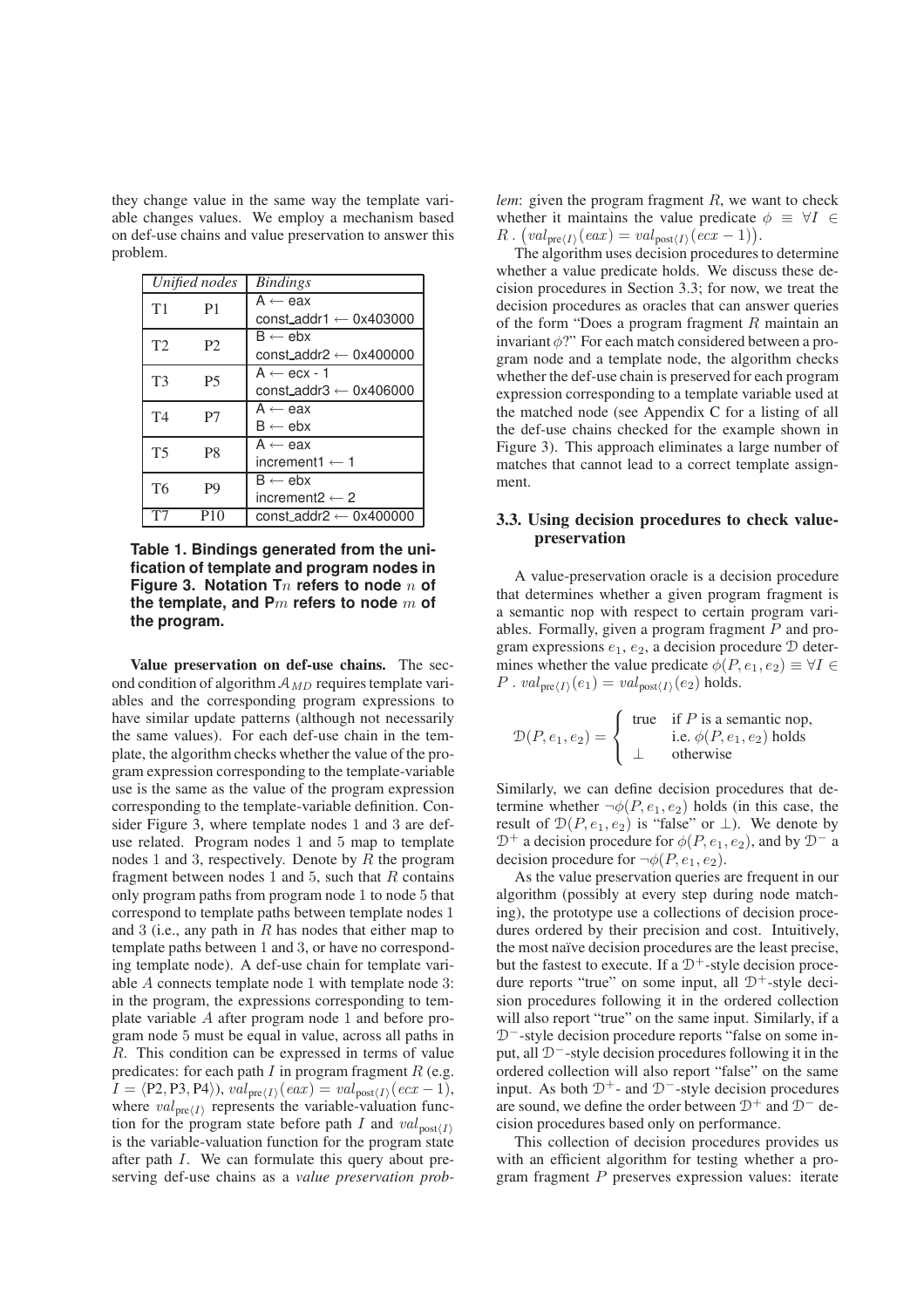they change value in the same way the template variable changes values. We employ a mechanism based on def-use chains and value preservation to answer this problem.

| *Unified nodes* | | *Bindings* |
|---|---|---|
| T1 | P1 | A ← eax<br>const_addr1 ← 0x403000 |
| T2 | P2 | B ← ebx<br>const_addr2 ← 0x400000 |
| T3 | P5 | A ← ecx - 1<br>const_addr3 ← 0x406000 |
| T4 | P7 | A ← eax<br>B ← ebx |
| T5 | P8 | A ← eax<br>increment1 ← 1 |
| T6 | P9 | B ← ebx<br>increment2 ← 2 |
| T7 | P10 | const_addr2 ← 0x400000 |

**Table 1. Bindings generated from the unification of template and program nodes in Figure 3. Notation T$n$ refers to node $n$ of the template, and P$m$ refers to node $m$ of the program.**

**Value preservation on def-use chains.** The second condition of algorithm $\mathcal{A}_{MD}$ requires template variables and the corresponding program expressions to have similar update patterns (although not necessarily the same values). For each def-use chain in the template, the algorithm checks whether the value of the program expression corresponding to the template-variable use is the same as the value of the program expression corresponding to the template-variable definition. Consider Figure 3, where template nodes 1 and 3 are def-use related. Program nodes 1 and 5 map to template nodes 1 and 3, respectively. Denote by $R$ the program fragment between nodes 1 and 5, such that $R$ contains only program paths from program node 1 to node 5 that correspond to template paths between template nodes 1 and 3 (i.e., any path in $R$ has nodes that either map to template paths between 1 and 3, or have no corresponding template node). A def-use chain for template variable $A$ connects template node 1 with template node 3: in the program, the expressions corresponding to template variable $A$ after program node 1 and before program node 5 must be equal in value, across all paths in $R$. This condition can be expressed in terms of value predicates: for each path $I$ in program fragment $R$ (e.g. $I = \langle P2, P3, P4 \rangle$), $val_{\text{pre}\langle I \rangle}(eax) = val_{\text{post}\langle I \rangle}(ecx - 1)$, where $val_{\text{pre}\langle I \rangle}$ represents the variable-valuation function for the program state before path $I$ and $val_{\text{post}\langle I \rangle}$ is the variable-valuation function for the program state after path $I$. We can formulate this query about preserving def-use chains as a *value preservation problem*: given the program fragment $R$, we want to check whether it maintains the value predicate $\phi \equiv \forall I \in R \,.\, \big(val_{\text{pre}\langle I \rangle}(eax) = val_{\text{post}\langle I \rangle}(ecx - 1)\big)$.

The algorithm uses decision procedures to determine whether a value predicate holds. We discuss these decision procedures in Section 3.3; for now, we treat the decision procedures as oracles that can answer queries of the form "Does a program fragment $R$ maintain an invariant $\phi$?" For each match considered between a program node and a template node, the algorithm checks whether the def-use chain is preserved for each program expression corresponding to a template variable used at the matched node (see Appendix C for a listing of all the def-use chains checked for the example shown in Figure 3). This approach eliminates a large number of matches that cannot lead to a correct template assignment.

### 3.3. Using decision procedures to check value-preservation

A value-preservation oracle is a decision procedure that determines whether a given program fragment is a semantic nop with respect to certain program variables. Formally, given a program fragment $P$ and program expressions $e_1$, $e_2$, a decision procedure $\mathcal{D}$ determines whether the value predicate $\phi(P, e_1, e_2) \equiv \forall I \in P \,.\, val_{\text{pre}\langle I \rangle}(e_1) = val_{\text{post}\langle I \rangle}(e_2)$ holds.

$$\mathcal{D}(P, e_1, e_2) = \begin{cases} \text{true} & \text{if } P \text{ is a semantic nop,} \\ & \text{i.e. } \phi(P, e_1, e_2) \text{ holds} \\ \bot & \text{otherwise} \end{cases}$$

Similarly, we can define decision procedures that determine whether $\neg\phi(P, e_1, e_2)$ holds (in this case, the result of $\mathcal{D}(P, e_1, e_2)$ is "false" or $\bot$). We denote by $\mathcal{D}^+$ a decision procedure for $\phi(P, e_1, e_2)$, and by $\mathcal{D}^-$ a decision procedure for $\neg\phi(P, e_1, e_2)$.

As the value preservation queries are frequent in our algorithm (possibly at every step during node matching), the prototype use a collections of decision procedures ordered by their precision and cost. Intuitively, the most naïve decision procedures are the least precise, but the fastest to execute. If a $\mathcal{D}^+$-style decision procedure reports "true" on some input, all $\mathcal{D}^+$-style decision procedures following it in the ordered collection will also report "true" on the same input. Similarly, if a $\mathcal{D}^-$-style decision procedure reports "false on some input, all $\mathcal{D}^-$-style decision procedures following it in the ordered collection will also report "false" on the same input. As both $\mathcal{D}^+$- and $\mathcal{D}^-$-style decision procedures are sound, we define the order between $\mathcal{D}^+$ and $\mathcal{D}^-$ decision procedures based only on performance.

This collection of decision procedures provides us with an efficient algorithm for testing whether a program fragment $P$ preserves expression values: iterate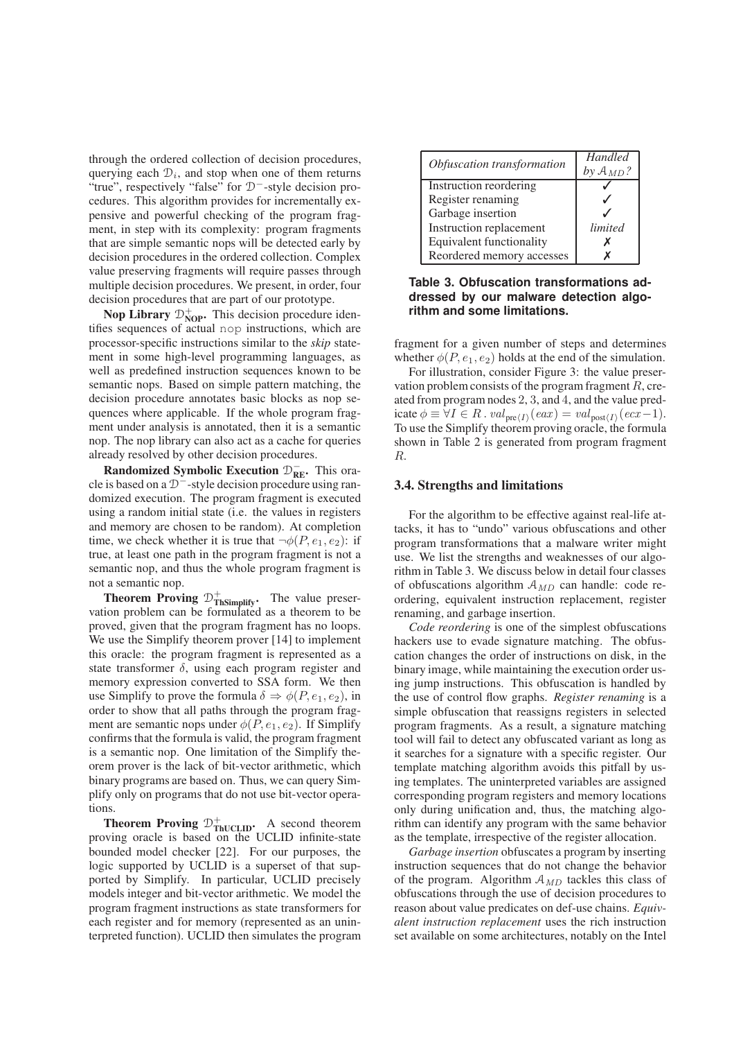through the ordered collection of decision procedures, querying each $\mathcal{D}_i$, and stop when one of them returns "true", respectively "false" for $\mathcal{D}^-$-style decision procedures. This algorithm provides for incrementally expensive and powerful checking of the program fragment, in step with its complexity: program fragments that are simple semantic nops will be detected early by decision procedures in the ordered collection. Complex value preserving fragments will require passes through multiple decision procedures. We present, in order, four decision procedures that are part of our prototype.

**Nop Library $\mathcal{D}^+_{\textbf{NOP}}$.** This decision procedure identifies sequences of actual nop instructions, which are processor-specific instructions similar to the *skip* statement in some high-level programming languages, as well as predefined instruction sequences known to be semantic nops. Based on simple pattern matching, the decision procedure annotates basic blocks as nop sequences where applicable. If the whole program fragment under analysis is annotated, then it is a semantic nop. The nop library can also act as a cache for queries already resolved by other decision procedures.

**Randomized Symbolic Execution $\mathcal{D}^-_{\textbf{RE}}$.** This oracle is based on a $\mathcal{D}^-$-style decision procedure using randomized execution. The program fragment is executed using a random initial state (i.e. the values in registers and memory are chosen to be random). At completion time, we check whether it is true that $\neg\phi(P, e_1, e_2)$: if true, at least one path in the program fragment is not a semantic nop, and thus the whole program fragment is not a semantic nop.

**Theorem Proving $\mathcal{D}^+_{\textbf{ThSimplify}}$.** The value preservation problem can be formulated as a theorem to be proved, given that the program fragment has no loops. We use the Simplify theorem prover [14] to implement this oracle: the program fragment is represented as a state transformer $\delta$, using each program register and memory expression converted to SSA form. We then use Simplify to prove the formula $\delta \Rightarrow \phi(P, e_1, e_2)$, in order to show that all paths through the program fragment are semantic nops under $\phi(P, e_1, e_2)$. If Simplify confirms that the formula is valid, the program fragment is a semantic nop. One limitation of the Simplify theorem prover is the lack of bit-vector arithmetic, which binary programs are based on. Thus, we can query Simplify only on programs that do not use bit-vector operations.

**Theorem Proving $\mathcal{D}^+_{\textbf{ThUCLID}}$.** A second theorem proving oracle is based on the UCLID infinite-state bounded model checker [22]. For our purposes, the logic supported by UCLID is a superset of that supported by Simplify. In particular, UCLID precisely models integer and bit-vector arithmetic. We model the program fragment instructions as state transformers for each register and for memory (represented as an uninterpreted function). UCLID then simulates the program fragment for a given number of steps and determines whether $\phi(P, e_1, e_2)$ holds at the end of the simulation.

For illustration, consider Figure 3: the value preservation problem consists of the program fragment $R$, created from program nodes 2, 3, and 4, and the value predicate $\phi \equiv \forall I \in R \,.\, val_{\text{pre}\langle I \rangle}(eax) = val_{\text{post}\langle I \rangle}(ecx - 1)$. To use the Simplify theorem proving oracle, the formula shown in Table 2 is generated from program fragment $R$.

| *Obfuscation transformation* | *Handled by $\mathcal{A}_{MD}$?* |
|---|---|
| Instruction reordering | ✓ |
| Register renaming | ✓ |
| Garbage insertion | ✓ |
| Instruction replacement | *limited* |
| Equivalent functionality | ✗ |
| Reordered memory accesses | ✗ |

**Table 3. Obfuscation transformations addressed by our malware detection algorithm and some limitations.**

### 3.4. Strengths and limitations

For the algorithm to be effective against real-life attacks, it has to "undo" various obfuscations and other program transformations that a malware writer might use. We list the strengths and weaknesses of our algorithm in Table 3. We discuss below in detail four classes of obfuscations algorithm $\mathcal{A}_{MD}$ can handle: code reordering, equivalent instruction replacement, register renaming, and garbage insertion.

*Code reordering* is one of the simplest obfuscations hackers use to evade signature matching. The obfuscation changes the order of instructions on disk, in the binary image, while maintaining the execution order using jump instructions. This obfuscation is handled by the use of control flow graphs. *Register renaming* is a simple obfuscation that reassigns registers in selected program fragments. As a result, a signature matching tool will fail to detect any obfuscated variant as long as it searches for a signature with a specific register. Our template matching algorithm avoids this pitfall by using templates. The uninterpreted variables are assigned corresponding program registers and memory locations only during unification and, thus, the matching algorithm can identify any program with the same behavior as the template, irrespective of the register allocation.

*Garbage insertion* obfuscates a program by inserting instruction sequences that do not change the behavior of the program. Algorithm $\mathcal{A}_{MD}$ tackles this class of obfuscations through the use of decision procedures to reason about value predicates on def-use chains. *Equivalent instruction replacement* uses the rich instruction set available on some architectures, notably on the Intel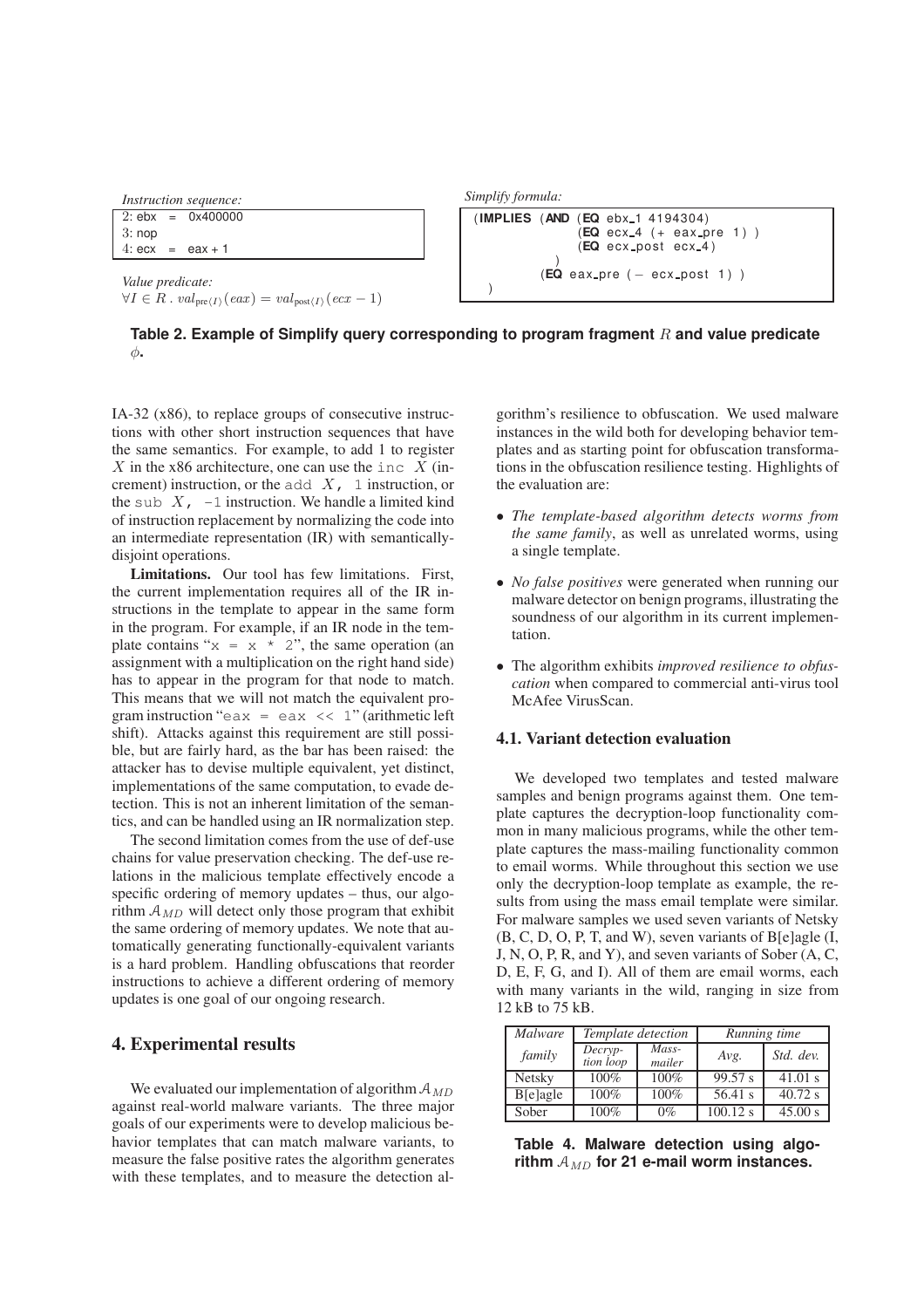*Instruction sequence:*

```
2: ebx  =  0x400000
3: nop
4: ecx  =  eax + 1
```

*Value predicate:*
$\forall I \in R \, . \, val_{\text{pre}\langle I \rangle}(eax) = val_{\text{post}\langle I \rangle}(ecx - 1)$

*Simplify formula:*

```
(IMPLIES (AND (EQ ebx_1 4194304)
              (EQ ecx_4 (+ eax_pre 1) )
              (EQ ecx_post ecx_4)
         )
         (EQ eax_pre (- ecx_post 1) )
)
```

**Table 2. Example of Simplify query corresponding to program fragment $R$ and value predicate $\phi$.**

IA-32 (x86), to replace groups of consecutive instructions with other short instruction sequences that have the same semantics. For example, to add 1 to register $X$ in the x86 architecture, one can use the `inc X` (increment) instruction, or the `add X, 1` instruction, or the `sub X, -1` instruction. We handle a limited kind of instruction replacement by normalizing the code into an intermediate representation (IR) with semantically-disjoint operations.

**Limitations.** Our tool has few limitations. First, the current implementation requires all of the IR instructions in the template to appear in the same form in the program. For example, if an IR node in the template contains "`x = x * 2`", the same operation (an assignment with a multiplication on the right hand side) has to appear in the program for that node to match. This means that we will not match the equivalent program instruction "`eax = eax << 1`" (arithmetic left shift). Attacks against this requirement are still possible, but are fairly hard, as the bar has been raised: the attacker has to devise multiple equivalent, yet distinct, implementations of the same computation, to evade detection. This is not an inherent limitation of the semantics, and can be handled using an IR normalization step.

The second limitation comes from the use of def-use chains for value preservation checking. The def-use relations in the malicious template effectively encode a specific ordering of memory updates – thus, our algorithm $\mathcal{A}_{MD}$ will detect only those program that exhibit the same ordering of memory updates. We note that automatically generating functionally-equivalent variants is a hard problem. Handling obfuscations that reorder instructions to achieve a different ordering of memory updates is one goal of our ongoing research.

## 4. Experimental results

We evaluated our implementation of algorithm $\mathcal{A}_{MD}$ against real-world malware variants. The three major goals of our experiments were to develop malicious behavior templates that can match malware variants, to measure the false positive rates the algorithm generates with these templates, and to measure the detection algorithm's resilience to obfuscation. We used malware instances in the wild both for developing behavior templates and as starting point for obfuscation transformations in the obfuscation resilience testing. Highlights of the evaluation are:

- *The template-based algorithm detects worms from the same family*, as well as unrelated worms, using a single template.
- *No false positives* were generated when running our malware detector on benign programs, illustrating the soundness of our algorithm in its current implementation.
- The algorithm exhibits *improved resilience to obfuscation* when compared to commercial anti-virus tool McAfee VirusScan.

### 4.1. Variant detection evaluation

We developed two templates and tested malware samples and benign programs against them. One template captures the decryption-loop functionality common in many malicious programs, while the other template captures the mass-mailing functionality common to email worms. While throughout this section we use only the decryption-loop template as example, the results from using the mass email template were similar. For malware samples we used seven variants of Netsky (B, C, D, O, P, T, and W), seven variants of B[e]agle (I, J, N, O, P, R, and Y), and seven variants of Sober (A, C, D, E, F, G, and I). All of them are email worms, each with many variants in the wild, ranging in size from 12 kB to 75 kB.

| *Malware family* | *Template detection* | | *Running time* | |
|---|---|---|---|---|
| | *Decryption loop* | *Mass-mailer* | *Avg.* | *Std. dev.* |
| Netsky | 100% | 100% | 99.57 s | 41.01 s |
| B[e]agle | 100% | 100% | 56.41 s | 40.72 s |
| Sober | 100% | 0% | 100.12 s | 45.00 s |

**Table 4. Malware detection using algorithm $\mathcal{A}_{MD}$ for 21 e-mail worm instances.**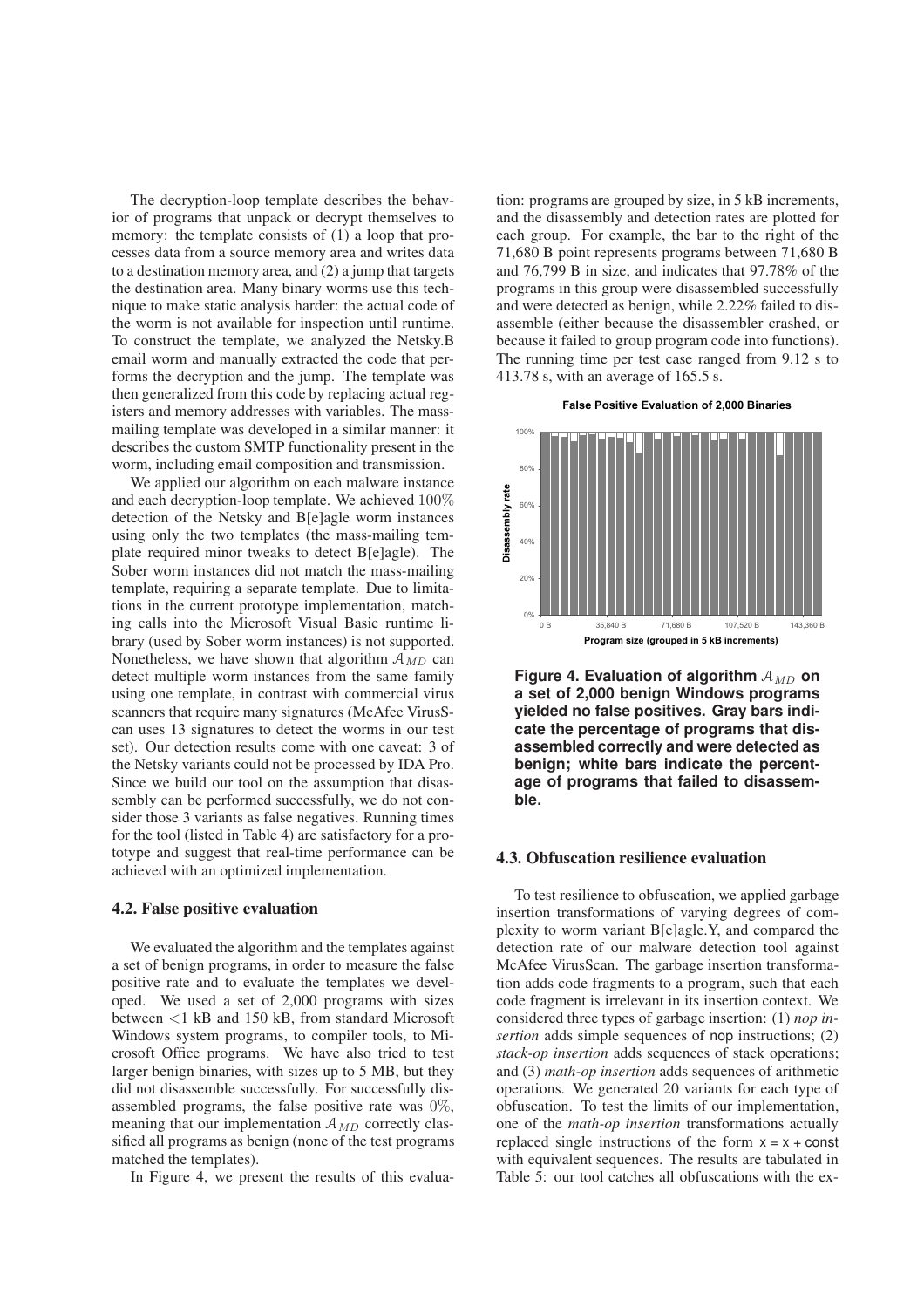The decryption-loop template describes the behavior of programs that unpack or decrypt themselves to memory: the template consists of (1) a loop that processes data from a source memory area and writes data to a destination memory area, and (2) a jump that targets the destination area. Many binary worms use this technique to make static analysis harder: the actual code of the worm is not available for inspection until runtime. To construct the template, we analyzed the Netsky.B email worm and manually extracted the code that performs the decryption and the jump. The template was then generalized from this code by replacing actual registers and memory addresses with variables. The mass-mailing template was developed in a similar manner: it describes the custom SMTP functionality present in the worm, including email composition and transmission.

We applied our algorithm on each malware instance and each decryption-loop template. We achieved $100\%$ detection of the Netsky and B[e]agle worm instances using only the two templates (the mass-mailing template required minor tweaks to detect B[e]agle). The Sober worm instances did not match the mass-mailing template, requiring a separate template. Due to limitations in the current prototype implementation, matching calls into the Microsoft Visual Basic runtime library (used by Sober worm instances) is not supported. Nonetheless, we have shown that algorithm $\mathcal{A}_{MD}$ can detect multiple worm instances from the same family using one template, in contrast with commercial virus scanners that require many signatures (McAfee VirusScan uses 13 signatures to detect the worms in our test set). Our detection results come with one caveat: 3 of the Netsky variants could not be processed by IDA Pro. Since we build our tool on the assumption that disassembly can be performed successfully, we do not consider those 3 variants as false negatives. Running times for the tool (listed in Table 4) are satisfactory for a prototype and suggest that real-time performance can be achieved with an optimized implementation.

### 4.2. False positive evaluation

We evaluated the algorithm and the templates against a set of benign programs, in order to measure the false positive rate and to evaluate the templates we developed. We used a set of 2,000 programs with sizes between <1 kB and 150 kB, from standard Microsoft Windows system programs, to compiler tools, to Microsoft Office programs. We have also tried to test larger benign binaries, with sizes up to 5 MB, but they did not disassemble successfully. For successfully disassembled programs, the false positive rate was $0\%$, meaning that our implementation $\mathcal{A}_{MD}$ correctly classified all programs as benign (none of the test programs matched the templates).

In Figure 4, we present the results of this evaluation: programs are grouped by size, in 5 kB increments, and the disassembly and detection rates are plotted for each group. For example, the bar to the right of the 71,680 B point represents programs between 71,680 B and 76,799 B in size, and indicates that 97.78% of the programs in this group were disassembled successfully and were detected as benign, while 2.22% failed to disassemble (either because the disassembler crashed, or because it failed to group program code into functions). The running time per test case ranged from 9.12 s to 413.78 s, with an average of 165.5 s.

**Figure 4. Evaluation of algorithm $\mathcal{A}_{MD}$ on a set of 2,000 benign Windows programs yielded no false positives. Gray bars indicate the percentage of programs that disassembled correctly and were detected as benign; white bars indicate the percentage of programs that failed to disassemble.**

### 4.3. Obfuscation resilience evaluation

To test resilience to obfuscation, we applied garbage insertion transformations of varying degrees of complexity to worm variant B[e]agle.Y, and compared the detection rate of our malware detection tool against McAfee VirusScan. The garbage insertion transformation adds code fragments to a program, such that each code fragment is irrelevant in its insertion context. We considered three types of garbage insertion: (1) *nop insertion* adds simple sequences of nop instructions; (2) *stack-op insertion* adds sequences of stack operations; and (3) *math-op insertion* adds sequences of arithmetic operations. We generated 20 variants for each type of obfuscation. To test the limits of our implementation, one of the *math-op insertion* transformations actually replaced single instructions of the form x = x + const with equivalent sequences. The results are tabulated in Table 5: our tool catches all obfuscations with the ex-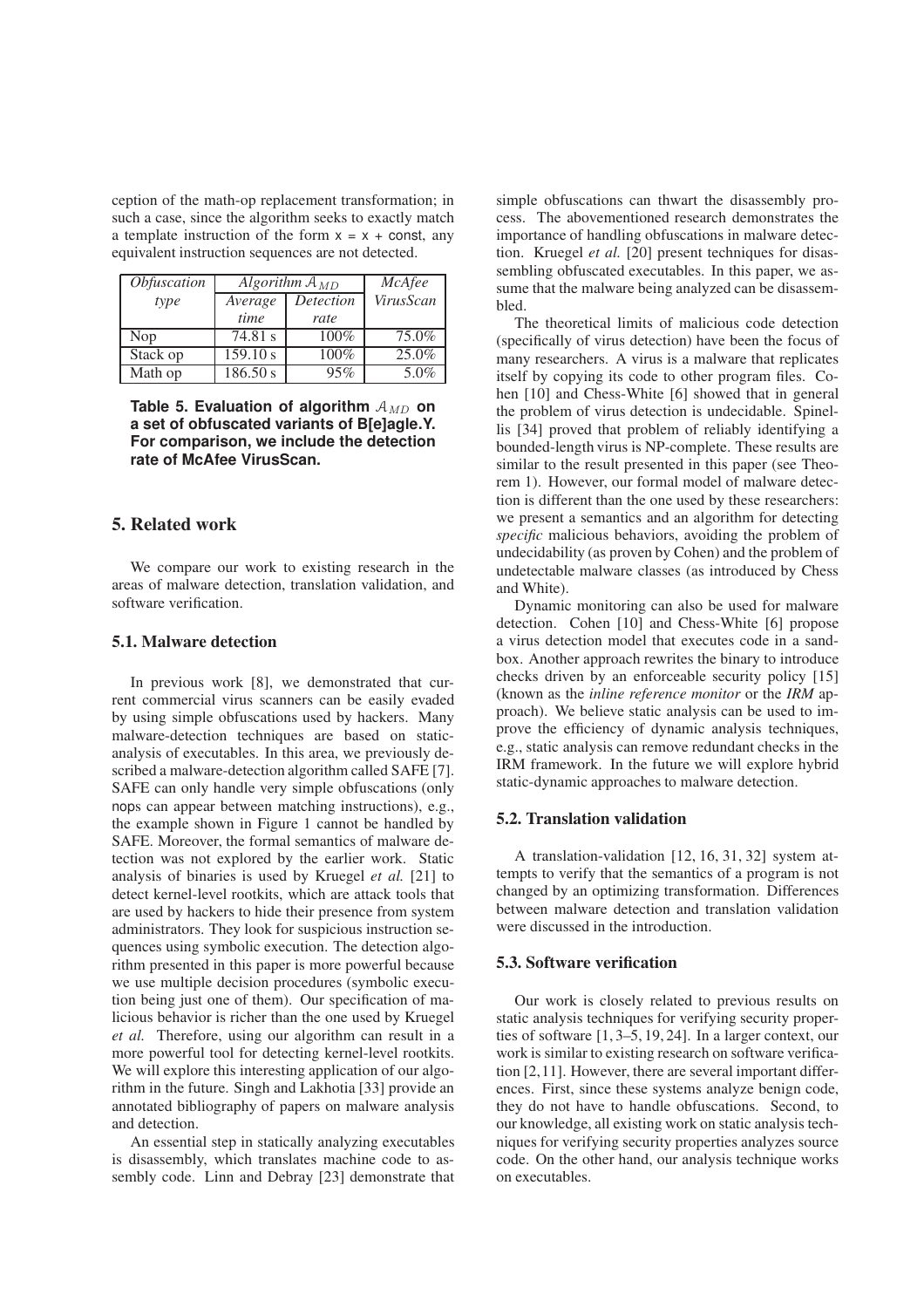ception of the math-op replacement transformation; in such a case, since the algorithm seeks to exactly match a template instruction of the form `x = x + const`, any equivalent instruction sequences are not detected.

| *Obfuscation type* | *Algorithm $\mathcal{A}_{MD}$* | | *McAfee VirusScan* |
|---|---|---|---|
| | *Average time* | *Detection rate* | |
| Nop | 74.81 s | 100% | 75.0% |
| Stack op | 159.10 s | 100% | 25.0% |
| Math op | 186.50 s | 95% | 5.0% |

**Table 5. Evaluation of algorithm $\mathcal{A}_{MD}$ on a set of obfuscated variants of B[e]agle.Y. For comparison, we include the detection rate of McAfee VirusScan.**

## 5. Related work

We compare our work to existing research in the areas of malware detection, translation validation, and software verification.

### 5.1. Malware detection

In previous work [8], we demonstrated that current commercial virus scanners can be easily evaded by using simple obfuscations used by hackers. Many malware-detection techniques are based on static-analysis of executables. In this area, we previously described a malware-detection algorithm called SAFE [7]. SAFE can only handle very simple obfuscations (only `nop`s can appear between matching instructions), e.g., the example shown in Figure 1 cannot be handled by SAFE. Moreover, the formal semantics of malware detection was not explored by the earlier work. Static analysis of binaries is used by Kruegel *et al.* [21] to detect kernel-level rootkits, which are attack tools that are used by hackers to hide their presence from system administrators. They look for suspicious instruction sequences using symbolic execution. The detection algorithm presented in this paper is more powerful because we use multiple decision procedures (symbolic execution being just one of them). Our specification of malicious behavior is richer than the one used by Kruegel *et al.* Therefore, using our algorithm can result in a more powerful tool for detecting kernel-level rootkits. We will explore this interesting application of our algorithm in the future. Singh and Lakhotia [33] provide an annotated bibliography of papers on malware analysis and detection.

An essential step in statically analyzing executables is disassembly, which translates machine code to assembly code. Linn and Debray [23] demonstrate that simple obfuscations can thwart the disassembly process. The abovementioned research demonstrates the importance of handling obfuscations in malware detection. Kruegel *et al.* [20] present techniques for disassembling obfuscated executables. In this paper, we assume that the malware being analyzed can be disassembled.

The theoretical limits of malicious code detection (specifically of virus detection) have been the focus of many researchers. A virus is a malware that replicates itself by copying its code to other program files. Cohen [10] and Chess-White [6] showed that in general the problem of virus detection is undecidable. Spinellis [34] proved that problem of reliably identifying a bounded-length virus is NP-complete. These results are similar to the result presented in this paper (see Theorem 1). However, our formal model of malware detection is different than the one used by these researchers: we present a semantics and an algorithm for detecting *specific* malicious behaviors, avoiding the problem of undecidability (as proven by Cohen) and the problem of undetectable malware classes (as introduced by Chess and White).

Dynamic monitoring can also be used for malware detection. Cohen [10] and Chess-White [6] propose a virus detection model that executes code in a sandbox. Another approach rewrites the binary to introduce checks driven by an enforceable security policy [15] (known as the *inline reference monitor* or the *IRM* approach). We believe static analysis can be used to improve the efficiency of dynamic analysis techniques, e.g., static analysis can remove redundant checks in the IRM framework. In the future we will explore hybrid static-dynamic approaches to malware detection.

### 5.2. Translation validation

A translation-validation [12, 16, 31, 32] system attempts to verify that the semantics of a program is not changed by an optimizing transformation. Differences between malware detection and translation validation were discussed in the introduction.

### 5.3. Software verification

Our work is closely related to previous results on static analysis techniques for verifying security properties of software [1, 3–5, 19, 24]. In a larger context, our work is similar to existing research on software verification [2, 11]. However, there are several important differences. First, since these systems analyze benign code, they do not have to handle obfuscations. Second, to our knowledge, all existing work on static analysis techniques for verifying security properties analyzes source code. On the other hand, our analysis technique works on executables.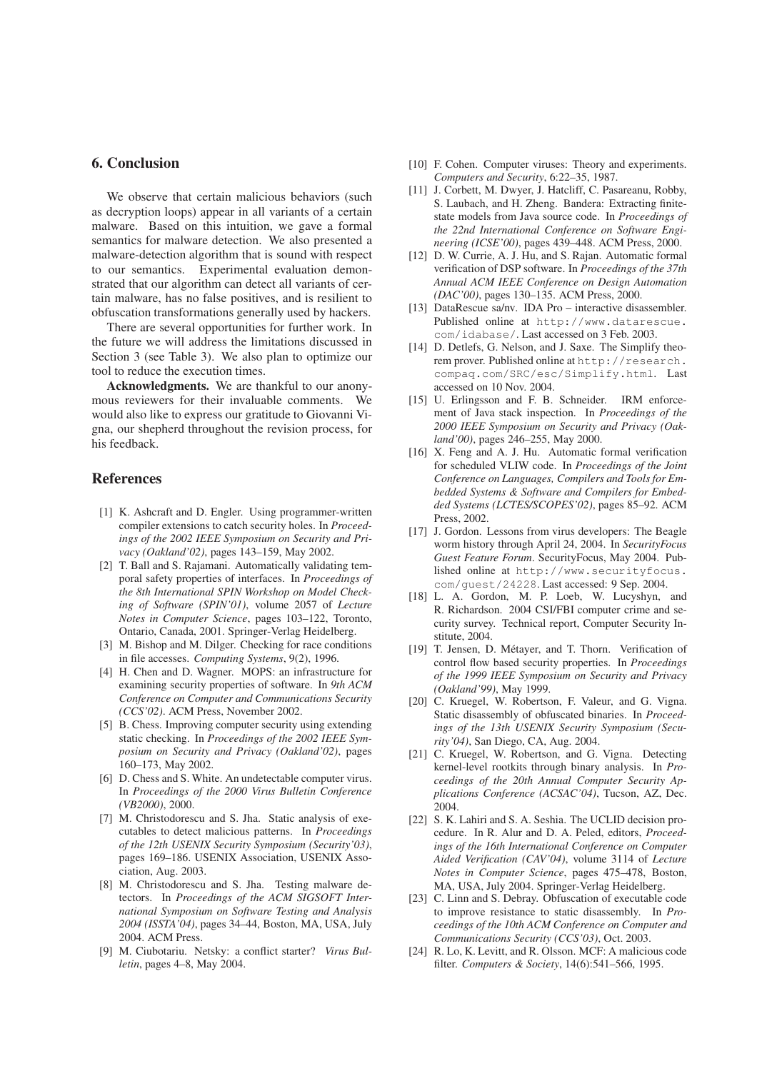## 6. Conclusion

We observe that certain malicious behaviors (such as decryption loops) appear in all variants of a certain malware. Based on this intuition, we gave a formal semantics for malware detection. We also presented a malware-detection algorithm that is sound with respect to our semantics. Experimental evaluation demonstrated that our algorithm can detect all variants of certain malware, has no false positives, and is resilient to obfuscation transformations generally used by hackers.

There are several opportunities for further work. In the future we will address the limitations discussed in Section 3 (see Table 3). We also plan to optimize our tool to reduce the execution times.

**Acknowledgments.** We are thankful to our anonymous reviewers for their invaluable comments. We would also like to express our gratitude to Giovanni Vigna, our shepherd throughout the revision process, for his feedback.

## References

[1] K. Ashcraft and D. Engler. Using programmer-written compiler extensions to catch security holes. In *Proceedings of the 2002 IEEE Symposium on Security and Privacy (Oakland'02)*, pages 143–159, May 2002.

[2] T. Ball and S. Rajamani. Automatically validating temporal safety properties of interfaces. In *Proceedings of the 8th International SPIN Workshop on Model Checking of Software (SPIN'01)*, volume 2057 of *Lecture Notes in Computer Science*, pages 103–122, Toronto, Ontario, Canada, 2001. Springer-Verlag Heidelberg.

[3] M. Bishop and M. Dilger. Checking for race conditions in file accesses. *Computing Systems*, 9(2), 1996.

[4] H. Chen and D. Wagner. MOPS: an infrastructure for examining security properties of software. In *9th ACM Conference on Computer and Communications Security (CCS'02)*. ACM Press, November 2002.

[5] B. Chess. Improving computer security using extending static checking. In *Proceedings of the 2002 IEEE Symposium on Security and Privacy (Oakland'02)*, pages 160–173, May 2002.

[6] D. Chess and S. White. An undetectable computer virus. In *Proceedings of the 2000 Virus Bulletin Conference (VB2000)*, 2000.

[7] M. Christodorescu and S. Jha. Static analysis of executables to detect malicious patterns. In *Proceedings of the 12th USENIX Security Symposium (Security'03)*, pages 169–186. USENIX Association, USENIX Association, Aug. 2003.

[8] M. Christodorescu and S. Jha. Testing malware detectors. In *Proceedings of the ACM SIGSOFT International Symposium on Software Testing and Analysis 2004 (ISSTA'04)*, pages 34–44, Boston, MA, USA, July 2004. ACM Press.

[9] M. Ciubotariu. Netsky: a conflict starter? *Virus Bulletin*, pages 4–8, May 2004.

[10] F. Cohen. Computer viruses: Theory and experiments. *Computers and Security*, 6:22–35, 1987.

[11] J. Corbett, M. Dwyer, J. Hatcliff, C. Pasareanu, Robby, S. Laubach, and H. Zheng. Bandera: Extracting finite-state models from Java source code. In *Proceedings of the 22nd International Conference on Software Engineering (ICSE'00)*, pages 439–448. ACM Press, 2000.

[12] D. W. Currie, A. J. Hu, and S. Rajan. Automatic formal verification of DSP software. In *Proceedings of the 37th Annual ACM IEEE Conference on Design Automation (DAC'00)*, pages 130–135. ACM Press, 2000.

[13] DataRescue sa/nv. IDA Pro – interactive disassembler. Published online at http://www.datarescue.com/idabase/. Last accessed on 3 Feb. 2003.

[14] D. Detlefs, G. Nelson, and J. Saxe. The Simplify theorem prover. Published online at http://research.compaq.com/SRC/esc/Simplify.html. Last accessed on 10 Nov. 2004.

[15] U. Erlingsson and F. B. Schneider. IRM enforcement of Java stack inspection. In *Proceedings of the 2000 IEEE Symposium on Security and Privacy (Oakland'00)*, pages 246–255, May 2000.

[16] X. Feng and A. J. Hu. Automatic formal verification for scheduled VLIW code. In *Proceedings of the Joint Conference on Languages, Compilers and Tools for Embedded Systems & Software and Compilers for Embedded Systems (LCTES/SCOPES'02)*, pages 85–92. ACM Press, 2002.

[17] J. Gordon. Lessons from virus developers: The Beagle worm history through April 24, 2004. In *SecurityFocus Guest Feature Forum*. SecurityFocus, May 2004. Published online at http://www.securityfocus.com/guest/24228. Last accessed: 9 Sep. 2004.

[18] L. A. Gordon, M. P. Loeb, W. Lucyshyn, and R. Richardson. 2004 CSI/FBI computer crime and security survey. Technical report, Computer Security Institute, 2004.

[19] T. Jensen, D. Métayer, and T. Thorn. Verification of control flow based security properties. In *Proceedings of the 1999 IEEE Symposium on Security and Privacy (Oakland'99)*, May 1999.

[20] C. Kruegel, W. Robertson, F. Valeur, and G. Vigna. Static disassembly of obfuscated binaries. In *Proceedings of the 13th USENIX Security Symposium (Security'04)*, San Diego, CA, Aug. 2004.

[21] C. Kruegel, W. Robertson, and G. Vigna. Detecting kernel-level rootkits through binary analysis. In *Proceedings of the 20th Annual Computer Security Applications Conference (ACSAC'04)*, Tucson, AZ, Dec. 2004.

[22] S. K. Lahiri and S. A. Seshia. The UCLID decision procedure. In R. Alur and D. A. Peled, editors, *Proceedings of the 16th International Conference on Computer Aided Verification (CAV'04)*, volume 3114 of *Lecture Notes in Computer Science*, pages 475–478, Boston, MA, USA, July 2004. Springer-Verlag Heidelberg.

[23] C. Linn and S. Debray. Obfuscation of executable code to improve resistance to static disassembly. In *Proceedings of the 10th ACM Conference on Computer and Communications Security (CCS'03)*, Oct. 2003.

[24] R. Lo, K. Levitt, and R. Olsson. MCF: A malicious code filter. *Computers & Society*, 14(6):541–566, 1995.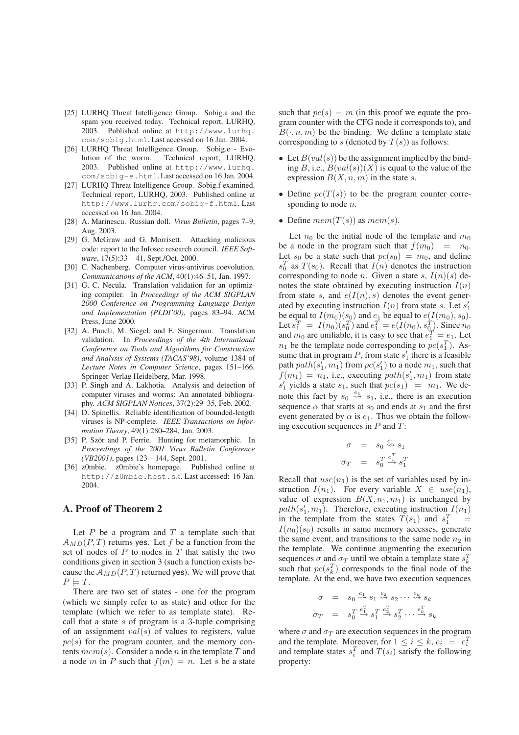[25] LURHQ Threat Intelligence Group. Sobig.a and the spam you received today. Technical report, LURHQ, 2003. Published online at http://www.lurhq.com/sobig.html. Last accessed on 16 Jan. 2004.

[26] LURHQ Threat Intelligence Group. Sobig.e - Evolution of the worm. Technical report, LURHQ, 2003. Published online at http://www.lurhq.com/sobig-e.html. Last accessed on 16 Jan. 2004.

[27] LURHQ Threat Intelligence Group. Sobig.f examined. Technical report, LURHQ, 2003. Published online at http://www.lurhq.com/sobig-f.html. Last accessed on 16 Jan. 2004.

[28] A. Marinescu. Russian doll. *Virus Bulletin*, pages 7–9, Aug. 2003.

[29] G. McGraw and G. Morrisett. Attacking malicious code: report to the Infosec research council. *IEEE Software*, 17(5):33 – 41, Sept./Oct. 2000.

[30] C. Nachenberg. Computer virus-antivirus coevolution. *Communications of the ACM*, 40(1):46–51, Jan. 1997.

[31] G. C. Necula. Translation validation for an optimizing compiler. In *Proceedings of the ACM SIGPLAN 2000 Conference on Programming Language Design and Implementation (PLDI'00)*, pages 83–94. ACM Press, June 2000.

[32] A. Pnueli, M. Siegel, and E. Singerman. Translation validation. In *Proceedings of the 4th International Conference on Tools and Algorithms for Construction and Analysis of Systems (TACAS'98)*, volume 1384 of *Lecture Notes in Computer Science*, pages 151–166. Springer-Verlag Heidelberg, Mar. 1998.

[33] P. Singh and A. Lakhotia. Analysis and detection of computer viruses and worms: An annotated bibliography. *ACM SIGPLAN Notices*, 37(2):29–35, Feb. 2002.

[34] D. Spinellis. Reliable identification of bounded-length viruses is NP-complete. *IEEE Transactions on Information Theory*, 49(1):280–284, Jan. 2003.

[35] P. Ször and P. Ferrie. Hunting for metamorphic. In *Proceedings of the 2001 Virus Bulletin Conference (VB2001)*, pages 123 – 144, Sept. 2001.

[36] z0mbie. z0mbie's homepage. Published online at http://z0mbie.host.sk. Last accessed: 16 Jan. 2004.

## A. Proof of Theorem 2

Let $P$ be a program and $T$ a template such that $\mathcal{A}_{MD}(P,T)$ returns yes. Let $f$ be a function from the set of nodes of $P$ to nodes in $T$ that satisfy the two conditions given in section 3 (such a function exists because the $\mathcal{A}_{MD}(P,T)$ returned yes). We will prove that $P \models T$.

There are two set of states - one for the program (which we simply refer to as state) and other for the template (which we refer to as template state). Recall that a state $s$ of program is a 3-tuple comprising of an assignment $val(s)$ of values to registers, value $pc(s)$ for the program counter, and the memory contents $mem(s)$. Consider a node $n$ in the template $T$ and a node $m$ in $P$ such that $f(m) = n$. Let $s$ be a state such that $pc(s) = m$ (in this proof we equate the program counter with the CFG node it corresponds to), and $B(\cdot, n, m)$ be the binding. We define a template state corresponding to $s$ (denoted by $T(s)$) as follows:

- Let $B(val(s))$ be the assignment implied by the binding $B$, i.e., $B(val(s))(X)$ is equal to the value of the expression $B(X, n, m)$ in the state $s$.
- Define $pc(T(s))$ to be the program counter corresponding to node $n$.
- Define $mem(T(s))$ as $mem(s)$.

Let $n_0$ be the initial node of the template and $m_0$ be a node in the program such that $f(m_0) = n_0$. Let $s_0$ be a state such that $pc(s_0) = m_0$, and define $s_0^T$ as $T(s_0)$. Recall that $I(n)$ denotes the instruction corresponding to node $n$. Given a state $s$, $I(n)(s)$ denotes the state obtained by executing instruction $I(n)$ from state $s$, and $e(I(n), s)$ denotes the event generated by executing instruction $I(n)$ from state $s$. Let $s_1'$ be equal to $I(m_0)(s_0)$ and $e_1$ be equal to $e(I(m_0), s_0)$. Let $s_1^T = I(n_0)(s_0^T)$ and $e_1^T = e(I(n_0), s_0^T)$. Since $n_0$ and $m_0$ are unifiable, it is easy to see that $e_1^T = e_1$. Let $n_1$ be the template node corresponding to $pc(s_1^T)$. Assume that in program $P$, from state $s_1'$ there is a feasible path $path(s_1', m_1)$ from $pc(s_1')$ to a node $m_1$, such that $f(m_1) = n_1$, i.e., executing $path(s_1', m_1)$ from state $s_1'$ yields a state $s_1$, such that $pc(s_1) = m_1$. We denote this fact by $s_0 \overset{e_1}{\leadsto} s_1$, i.e., there is an execution sequence $\alpha$ that starts at $s_0$ and ends at $s_1$ and the first event generated by $\alpha$ is $e_1$. Thus we obtain the following execution sequences in $P$ and $T$:

$$
\begin{aligned}
\sigma &= s_0 \overset{e_1}{\leadsto} s_1 \\
\sigma_T &= s_0^T \overset{e_1^T}{\rightarrow} s_1^T
\end{aligned}
$$

Recall that $use(n_1)$ is the set of variables used by instruction $I(n_1)$. For every variable $X \in use(n_1)$, value of expression $B(X, n_1, m_1)$ is unchanged by $path(s_1', m_1)$. Therefore, executing instruction $I(n_1)$ in the template from the states $T(s_1)$ and $s_1^T = I(n_0)(s_0)$ results in same memory accesses, generate the same event, and transitions to the same node $n_2$ in the template. We continue augmenting the execution sequences $\sigma$ and $\sigma_T$ until we obtain a template state $s_k^T$ such that $pc(s_k^T)$ corresponds to the final node of the template. At the end, we have two execution sequences

$$
\begin{aligned}
\sigma &= s_0 \overset{e_1}{\leadsto} s_1 \overset{e_2}{\leadsto} s_2 \cdots \overset{e_k}{\leadsto} s_k \\
\sigma_T &= s_0^T \overset{e_1^T}{\rightarrow} s_1^T \overset{e_2^T}{\rightarrow} s_2^T \cdots \overset{e_k^T}{\rightarrow} s_k
\end{aligned}
$$

where $\sigma$ and $\sigma_T$ are execution sequences in the program and the template. Moreover, for $1 \le i \le k$, $e_i = e_i^T$ and template states $s_i^T$ and $T(s_i)$ satisfy the following property: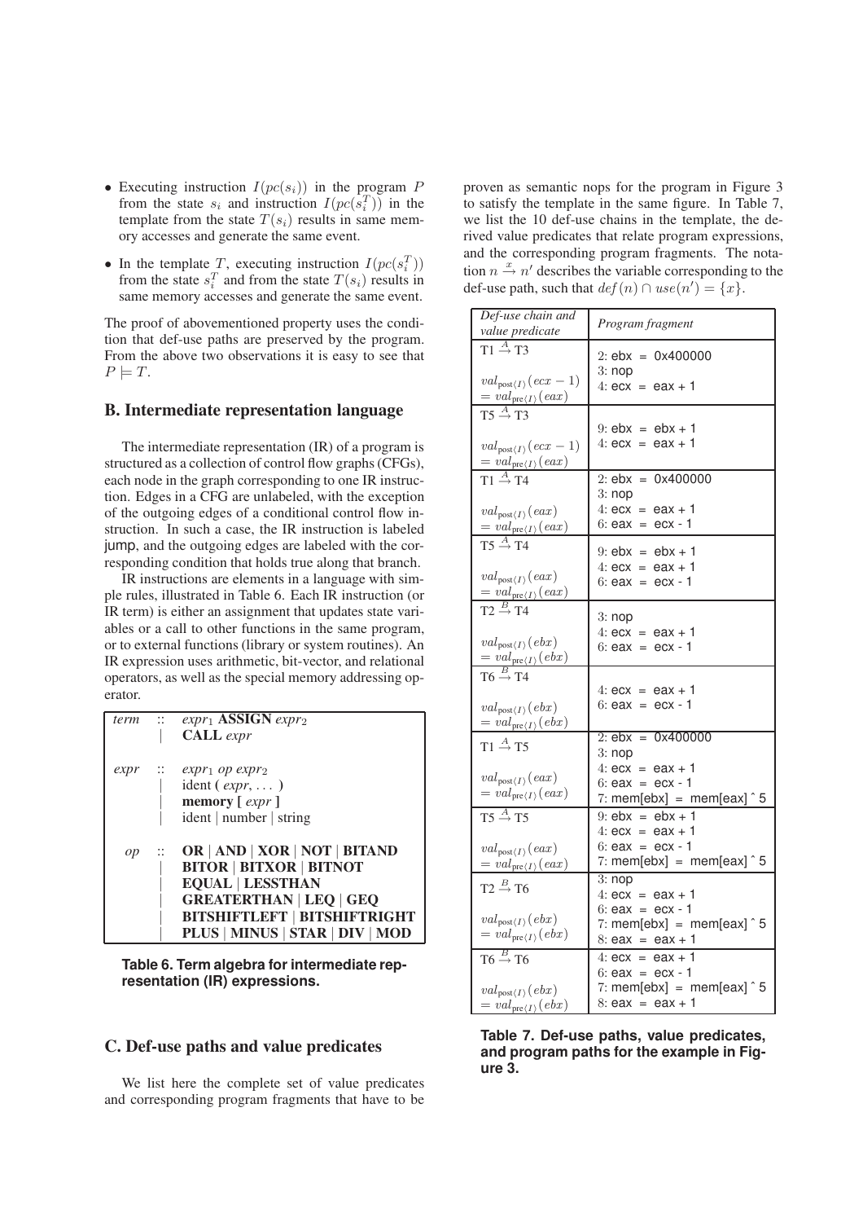- Executing instruction $I(pc(s_i))$ in the program $P$ from the state $s_i$ and instruction $I(pc(s_i^T))$ in the template from the state $T(s_i)$ results in same memory accesses and generate the same event.
- In the template $T$, executing instruction $I(pc(s_i^T))$ from the state $s_i^T$ and from the state $T(s_i)$ results in same memory accesses and generate the same event.

The proof of abovementioned property uses the condition that def-use paths are preserved by the program. From the above two observations it is easy to see that $P \models T$.

## B. Intermediate representation language

The intermediate representation (IR) of a program is structured as a collection of control flow graphs (CFGs), each node in the graph corresponding to one IR instruction. Edges in a CFG are unlabeled, with the exception of the outgoing edges of a conditional control flow instruction. In such a case, the IR instruction is labeled jump, and the outgoing edges are labeled with the corresponding condition that holds true along that branch.

IR instructions are elements in a language with simple rules, illustrated in Table 6. Each IR instruction (or IR term) is either an assignment that updates state variables or a call to other functions in the same program, or to external functions (library or system routines). An IR expression uses arithmetic, bit-vector, and relational operators, as well as the special memory addressing operator.

| | | |
|---|---|---|
| *term* | :: | *expr*$_1$ **ASSIGN** *expr*$_2$ |
| | \| | **CALL** *expr* |
| *expr* | :: | *expr*$_1$ *op* *expr*$_2$ |
| | \| | ident ( *expr*, ... ) |
| | \| | **memory [** *expr* **]** |
| | \| | ident \| number \| string |
| *op* | :: | **OR** \| **AND** \| **XOR** \| **NOT** \| **BITAND** |
| | \| | **BITOR** \| **BITXOR** \| **BITNOT** |
| | \| | **EQUAL** \| **LESSTHAN** |
| | \| | **GREATERTHAN** \| **LEQ** \| **GEQ** |
| | \| | **BITSHIFTLEFT** \| **BITSHIFTRIGHT** |
| | \| | **PLUS** \| **MINUS** \| **STAR** \| **DIV** \| **MOD** |

**Table 6. Term algebra for intermediate representation (IR) expressions.**

## C. Def-use paths and value predicates

We list here the complete set of value predicates and corresponding program fragments that have to be proven as semantic nops for the program in Figure 3 to satisfy the template in the same figure. In Table 7, we list the 10 def-use chains in the template, the derived value predicates that relate program expressions, and the corresponding program fragments. The notation $n \xrightarrow{x} n'$ describes the variable corresponding to the def-use path, such that $def(n) \cap use(n') = \{x\}$.

| *Def-use chain and value predicate* | *Program fragment* |
|---|---|
| $\text{T1} \xrightarrow{A} \text{T3}$ <br> $val_{\text{post}\langle I \rangle}(ecx - 1) = val_{\text{pre}\langle I \rangle}(eax)$ | 2: ebx = 0x400000 <br> 3: nop <br> 4: ecx = eax + 1 |
| $\text{T5} \xrightarrow{A} \text{T3}$ <br> $val_{\text{post}\langle I \rangle}(ecx - 1) = val_{\text{pre}\langle I \rangle}(eax)$ | 9: ebx = ebx + 1 <br> 4: ecx = eax + 1 |
| $\text{T1} \xrightarrow{A} \text{T4}$ <br> $val_{\text{post}\langle I \rangle}(eax) = val_{\text{pre}\langle I \rangle}(eax)$ | 2: ebx = 0x400000 <br> 3: nop <br> 4: ecx = eax + 1 <br> 6: eax = ecx - 1 |
| $\text{T5} \xrightarrow{A} \text{T4}$ <br> $val_{\text{post}\langle I \rangle}(eax) = val_{\text{pre}\langle I \rangle}(eax)$ | 9: ebx = ebx + 1 <br> 4: ecx = eax + 1 <br> 6: eax = ecx - 1 |
| $\text{T2} \xrightarrow{B} \text{T4}$ <br> $val_{\text{post}\langle I \rangle}(ebx) = val_{\text{pre}\langle I \rangle}(ebx)$ | 3: nop <br> 4: ecx = eax + 1 <br> 6: eax = ecx - 1 |
| $\text{T6} \xrightarrow{B} \text{T4}$ <br> $val_{\text{post}\langle I \rangle}(ebx) = val_{\text{pre}\langle I \rangle}(ebx)$ | 4: ecx = eax + 1 <br> 6: eax = ecx - 1 |
| $\text{T1} \xrightarrow{A} \text{T5}$ <br> $val_{\text{post}\langle I \rangle}(eax) = val_{\text{pre}\langle I \rangle}(eax)$ | 2: ebx = 0x400000 <br> 3: nop <br> 4: ecx = eax + 1 <br> 6: eax = ecx - 1 <br> 7: mem[ebx] = mem[eax] ^ 5 |
| $\text{T5} \xrightarrow{A} \text{T5}$ <br> $val_{\text{post}\langle I \rangle}(eax) = val_{\text{pre}\langle I \rangle}(eax)$ | 9: ebx = ebx + 1 <br> 4: ecx = eax + 1 <br> 6: eax = ecx - 1 <br> 7: mem[ebx] = mem[eax] ^ 5 |
| $\text{T2} \xrightarrow{B} \text{T6}$ <br> $val_{\text{post}\langle I \rangle}(ebx) = val_{\text{pre}\langle I \rangle}(ebx)$ | 3: nop <br> 4: ecx = eax + 1 <br> 6: eax = ecx - 1 <br> 7: mem[ebx] = mem[eax] ^ 5 <br> 8: eax = eax + 1 |
| $\text{T6} \xrightarrow{B} \text{T6}$ <br> $val_{\text{post}\langle I \rangle}(ebx) = val_{\text{pre}\langle I \rangle}(ebx)$ | 4: ecx = eax + 1 <br> 6: eax = ecx - 1 <br> 7: mem[ebx] = mem[eax] ^ 5 <br> 8: eax = eax + 1 |

**Table 7. Def-use paths, value predicates, and program paths for the example in Figure 3.**